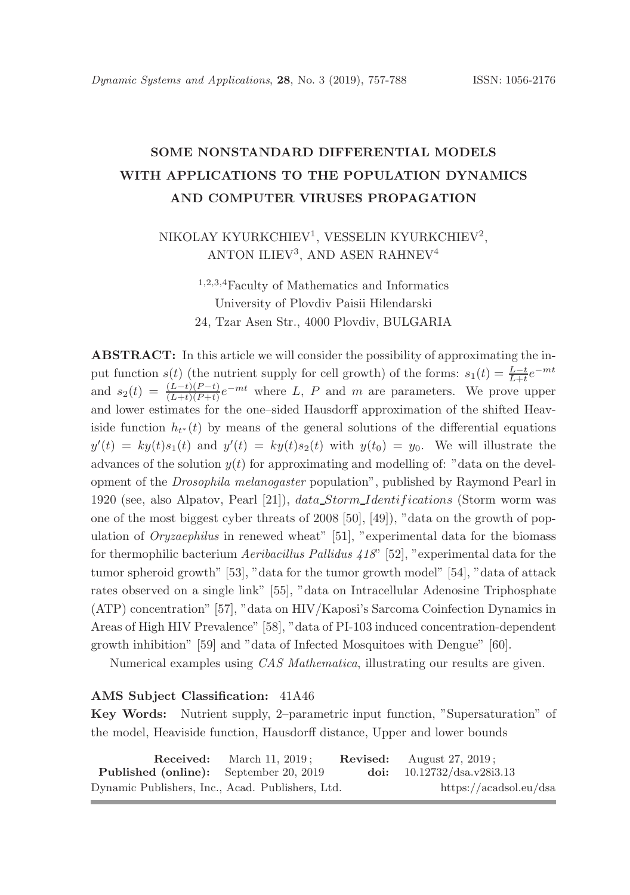# SOME NONSTANDARD DIFFERENTIAL MODELS WITH APPLICATIONS TO THE POPULATION DYNAMICS AND COMPUTER VIRUSES PROPAGATION

NIKOLAY KYURKCHIEV[1], VESSELIN KYURKCHIEV[2], ANTON ILIEV[3], AND ASEN RAHNEV[4]

[1,2,3,4]Faculty of Mathematics and Informatics
University of Plovdiv Paisii Hilendarski
24, Tzar Asen Str., 4000 Plovdiv, BULGARIA

**ABSTRACT:** In this article we will consider the possibility of approximating the input function $s(t)$ (the nutrient supply for cell growth) of the forms: $s_1(t) = \frac{L-t}{L+t}e^{-mt}$ and $s_2(t) = \frac{(L-t)(P-t)}{(L+t)(P+t)}e^{-mt}$ where $L$, $P$ and $m$ are parameters. We prove upper and lower estimates for the one–sided Hausdorff approximation of the shifted Heaviside function $h_{t^*}(t)$ by means of the general solutions of the differential equations $y'(t) = ky(t)s_1(t)$ and $y'(t) = ky(t)s_2(t)$ with $y(t_0) = y_0$. We will illustrate the advances of the solution $y(t)$ for approximating and modelling of: "data on the development of the *Drosophila melanogaster* population", published by Raymond Pearl in 1920 (see, also Alpatov, Pearl [21]), *data_Storm_Identifications* (Storm worm was one of the most biggest cyber threats of 2008 [50], [49]), "data on the growth of population of *Oryzaephilus* in renewed wheat" [51], "experimental data for the biomass for thermophilic bacterium *Aeribacillus Pallidus 418*" [52], "experimental data for the tumor spheroid growth" [53], "data for the tumor growth model" [54], "data of attack rates observed on a single link" [55], "data on Intracellular Adenosine Triphosphate (ATP) concentration" [57], "data on HIV/Kaposi's Sarcoma Coinfection Dynamics in Areas of High HIV Prevalence" [58], "data of PI-103 induced concentration-dependent growth inhibition" [59] and "data of Infected Mosquitoes with Dengue" [60].

Numerical examples using *CAS Mathematica*, illustrating our results are given.

**AMS Subject Classification:** 41A46

**Key Words:** Nutrient supply, 2–parametric input function, "Supersaturation" of the model, Heaviside function, Hausdorff distance, Upper and lower bounds

**Received:** March 11, 2019; **Revised:** August 27, 2019;
**Published (online):** September 20, 2019 **doi:** 10.12732/dsa.v28i3.13
Dynamic Publishers, Inc., Acad. Publishers, Ltd. https://acadsol.eu/dsa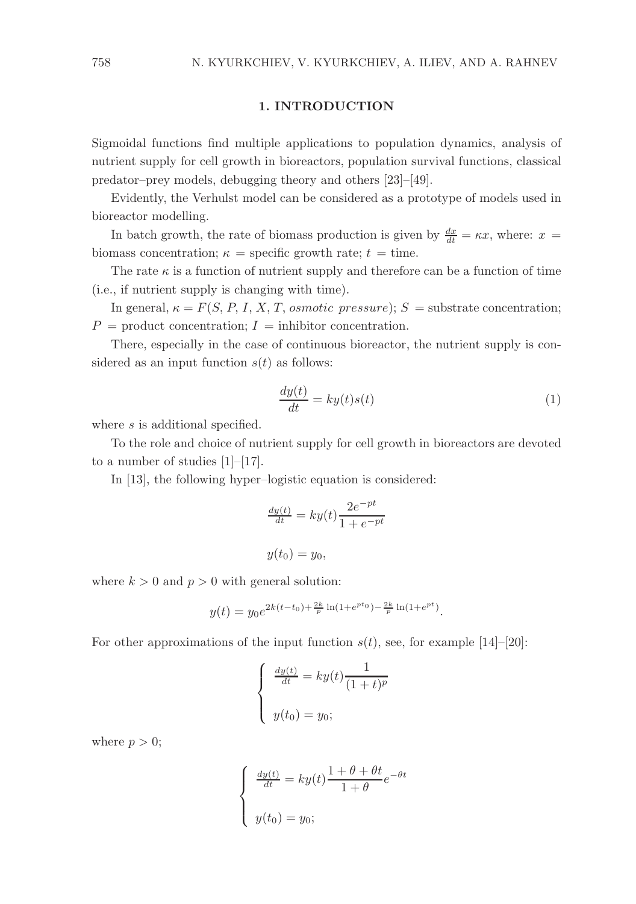## 1. INTRODUCTION

Sigmoidal functions find multiple applications to population dynamics, analysis of nutrient supply for cell growth in bioreactors, population survival functions, classical predator–prey models, debugging theory and others [23]–[49].

Evidently, the Verhulst model can be considered as a prototype of models used in bioreactor modelling.

In batch growth, the rate of biomass production is given by $\frac{dx}{dt} = \kappa x$, where: $x$ = biomass concentration; $\kappa$ = specific growth rate; $t$ = time.

The rate $\kappa$ is a function of nutrient supply and therefore can be a function of time (i.e., if nutrient supply is changing with time).

In general, $\kappa = F(S, P, I, X, T, \textit{osmotic pressure})$; $S$ = substrate concentration; $P$ = product concentration; $I$ = inhibitor concentration.

There, especially in the case of continuous bioreactor, the nutrient supply is considered as an input function $s(t)$ as follows:

$$\frac{dy(t)}{dt} = ky(t)s(t) \tag{1}$$

where $s$ is additional specified.

To the role and choice of nutrient supply for cell growth in bioreactors are devoted to a number of studies [1]–[17].

In [13], the following hyper–logistic equation is considered:

$$\frac{dy(t)}{dt} = ky(t)\frac{2e^{-pt}}{1+e^{-pt}}$$

$$y(t_0) = y_0,$$

where $k > 0$ and $p > 0$ with general solution:

$$y(t) = y_0 e^{2k(t-t_0)+\frac{2k}{p}\ln(1+e^{pt_0})-\frac{2k}{p}\ln(1+e^{pt})}.$$

For other approximations of the input function $s(t)$, see, for example [14]–[20]:

$$\begin{cases} \frac{dy(t)}{dt} = ky(t)\frac{1}{(1+t)^p} \\ y(t_0) = y_0; \end{cases}$$

where $p > 0$;

$$\begin{cases} \frac{dy(t)}{dt} = ky(t)\frac{1+\theta+\theta t}{1+\theta}e^{-\theta t} \\ y(t_0) = y_0; \end{cases}$$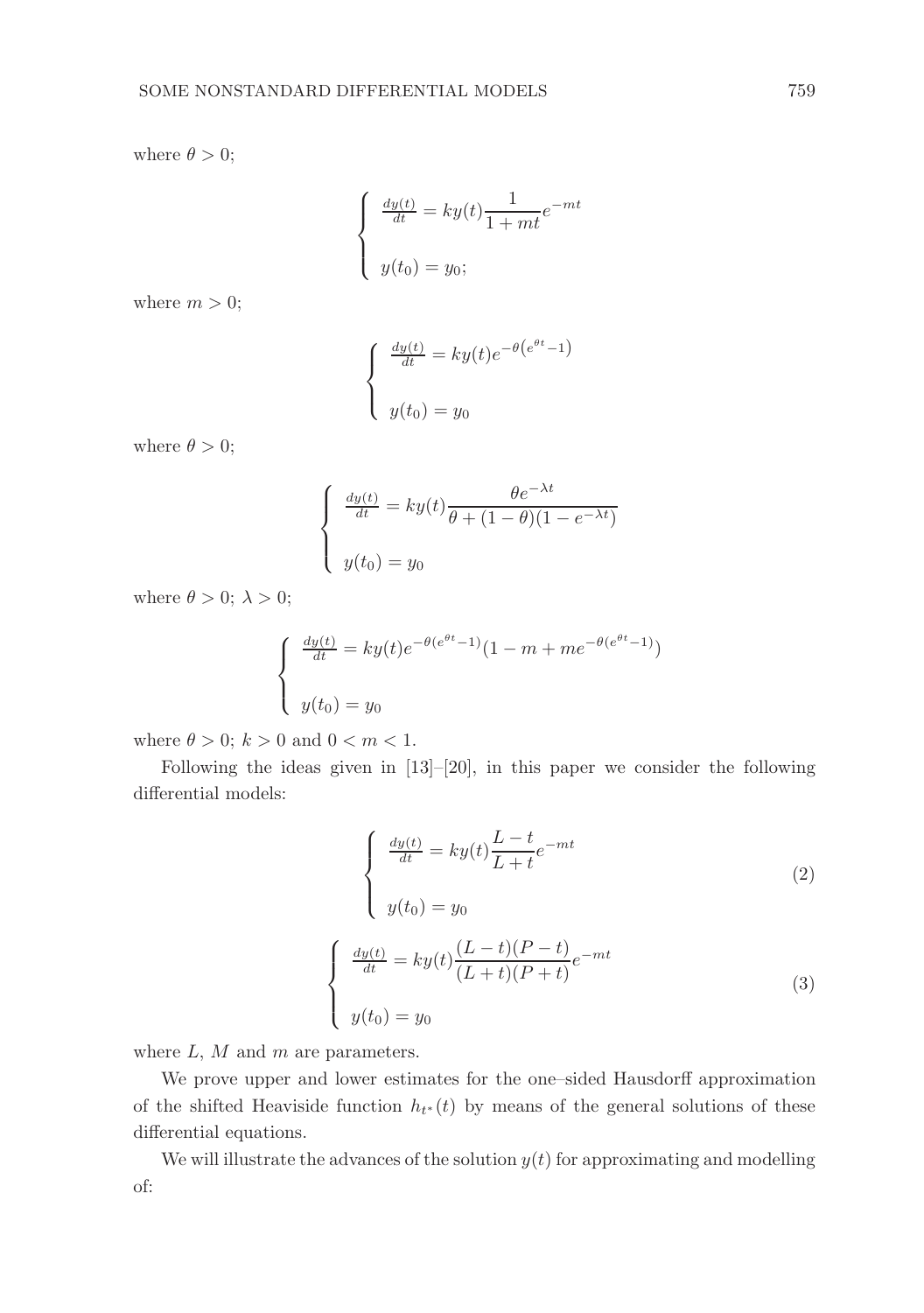where $\theta > 0$;

$$
\begin{cases}
\frac{dy(t)}{dt} = ky(t)\dfrac{1}{1+mt}e^{-mt} \\
\\
y(t_0) = y_0;
\end{cases}
$$

where $m > 0$;

$$
\begin{cases}
\frac{dy(t)}{dt} = ky(t)e^{-\theta\left(e^{\theta t}-1\right)} \\
\\
y(t_0) = y_0
\end{cases}
$$

where $\theta > 0$;

$$
\begin{cases}
\frac{dy(t)}{dt} = ky(t)\dfrac{\theta e^{-\lambda t}}{\theta + (1-\theta)(1-e^{-\lambda t})} \\
\\
y(t_0) = y_0
\end{cases}
$$

where $\theta > 0$; $\lambda > 0$;

$$
\begin{cases}
\frac{dy(t)}{dt} = ky(t)e^{-\theta(e^{\theta t}-1)}(1 - m + me^{-\theta(e^{\theta t}-1)}) \\
\\
y(t_0) = y_0
\end{cases}
$$

where $\theta > 0$; $k > 0$ and $0 < m < 1$.

Following the ideas given in [13]–[20], in this paper we consider the following differential models:

$$
\begin{cases}
\frac{dy(t)}{dt} = ky(t)\dfrac{L-t}{L+t}e^{-mt} \\
\\
y(t_0) = y_0
\end{cases}
\tag{2}
$$

$$
\begin{cases}
\frac{dy(t)}{dt} = ky(t)\dfrac{(L-t)(P-t)}{(L+t)(P+t)}e^{-mt} \\
\\
y(t_0) = y_0
\end{cases}
\tag{3}
$$

where $L$, $M$ and $m$ are parameters.

We prove upper and lower estimates for the one–sided Hausdorff approximation of the shifted Heaviside function $h_{t^*}(t)$ by means of the general solutions of these differential equations.

We will illustrate the advances of the solution $y(t)$ for approximating and modelling of: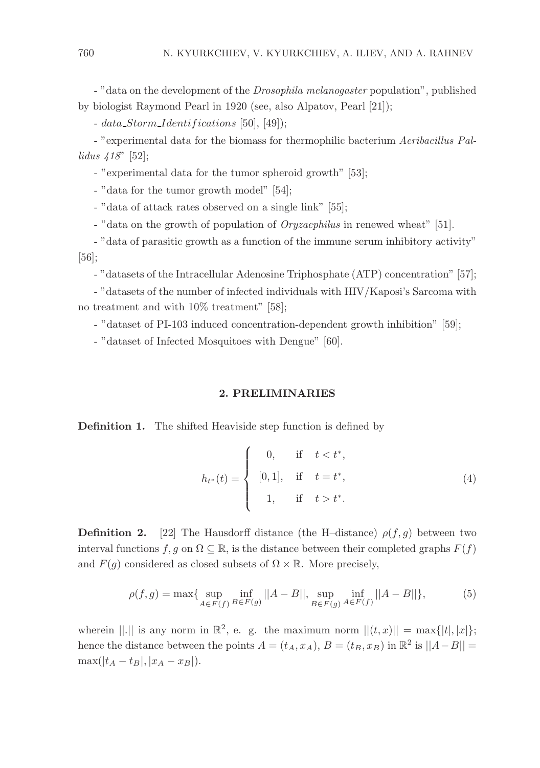- "data on the development of the *Drosophila melanogaster* population", published by biologist Raymond Pearl in 1920 (see, also Alpatov, Pearl [21]);

- $data\_Storm\_Identifications$ [50], [49]);

- "experimental data for the biomass for thermophilic bacterium *Aeribacillus Pallidus 418*" [52];

- "experimental data for the tumor spheroid growth" [53];

- "data for the tumor growth model" [54];

- "data of attack rates observed on a single link" [55];

- "data on the growth of population of *Oryzaephilus* in renewed wheat" [51].

- "data of parasitic growth as a function of the immune serum inhibitory activity" [56];

- "datasets of the Intracellular Adenosine Triphosphate (ATP) concentration" [57];

- "datasets of the number of infected individuals with HIV/Kaposi's Sarcoma with no treatment and with 10% treatment" [58];

- "dataset of PI-103 induced concentration-dependent growth inhibition" [59];

- "dataset of Infected Mosquitoes with Dengue" [60].

## 2. PRELIMINARIES

**Definition 1.** The shifted Heaviside step function is defined by

$$h_{t^*}(t) = \begin{cases} 0, & \text{if} \quad t < t^*, \\ [0,1], & \text{if} \quad t = t^*, \\ 1, & \text{if} \quad t > t^*. \end{cases} \tag{4}$$

**Definition 2.** [22] The Hausdorff distance (the H–distance) $\rho(f,g)$ between two interval functions $f, g$ on $\Omega \subseteq \mathbb{R}$, is the distance between their completed graphs $F(f)$ and $F(g)$ considered as closed subsets of $\Omega \times \mathbb{R}$. More precisely,

$$\rho(f,g) = \max\{ \sup_{A \in F(f)} \inf_{B \in F(g)} ||A - B||, \sup_{B \in F(g)} \inf_{A \in F(f)} ||A - B||\}, \tag{5}$$

wherein $||.||$ is any norm in $\mathbb{R}^2$, e. g. the maximum norm $||(t,x)|| = \max\{|t|, |x|\}$; hence the distance between the points $A = (t_A, x_A)$, $B = (t_B, x_B)$ in $\mathbb{R}^2$ is $||A - B|| = \max(|t_A - t_B|, |x_A - x_B|)$.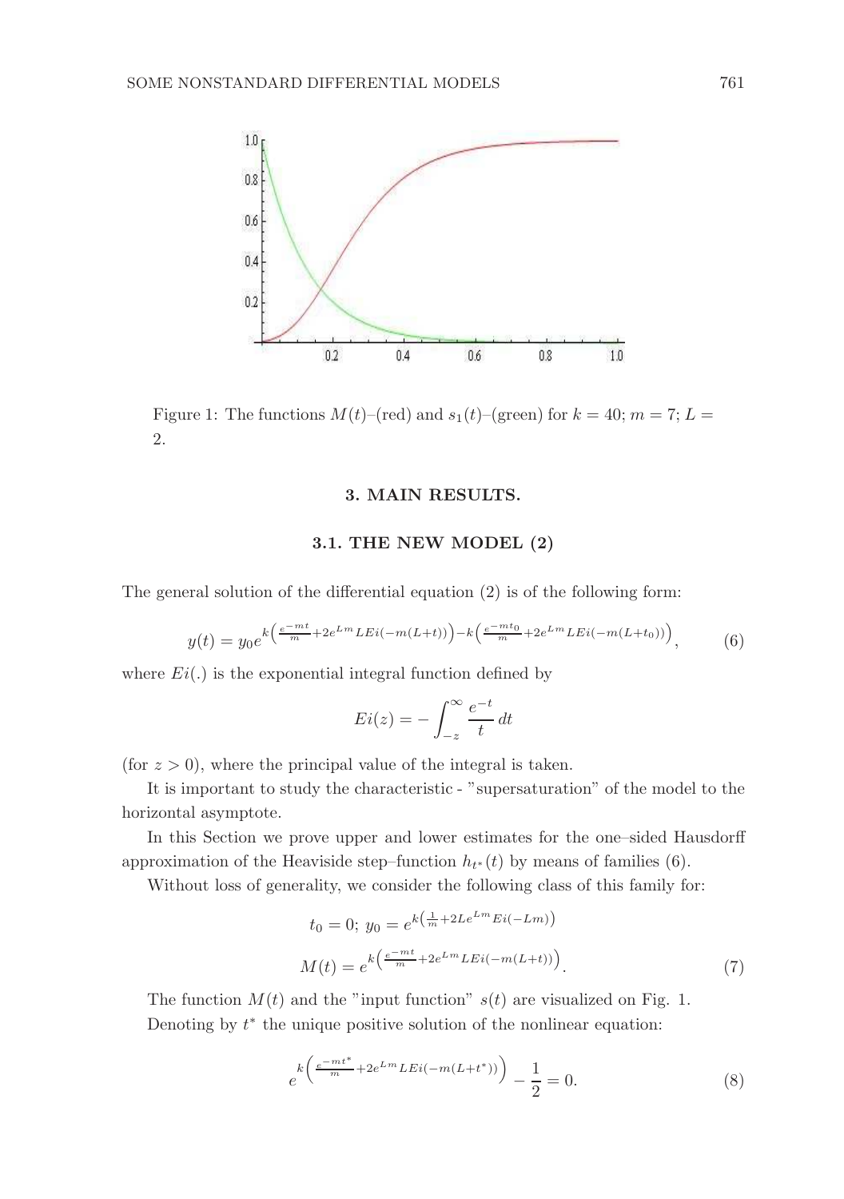Figure 1: The functions $M(t)$–(red) and $s_1(t)$–(green) for $k = 40$; $m = 7$; $L = 2$.

### 3. MAIN RESULTS.

#### 3.1. THE NEW MODEL (2)

The general solution of the differential equation (2) is of the following form:

$$y(t) = y_0 e^{k\left(\frac{e^{-mt}}{m} + 2e^{Lm} LEi(-m(L+t))\right) - k\left(\frac{e^{-mt_0}}{m} + 2e^{Lm} LEi(-m(L+t_0))\right)}, \tag{6}$$

where $Ei(.)$ is the exponential integral function defined by

$$Ei(z) = -\int_{-z}^{\infty} \frac{e^{-t}}{t}\, dt$$

(for $z > 0$), where the principal value of the integral is taken.

It is important to study the characteristic - "supersaturation" of the model to the horizontal asymptote.

In this Section we prove upper and lower estimates for the one–sided Hausdorff approximation of the Heaviside step–function $h_{t^*}(t)$ by means of families (6).

Without loss of generality, we consider the following class of this family for:

$$t_0 = 0;\ y_0 = e^{k\left(\frac{1}{m} + 2Le^{Lm} Ei(-Lm)\right)}$$

$$M(t) = e^{k\left(\frac{e^{-mt}}{m} + 2e^{Lm} LEi(-m(L+t))\right)}. \tag{7}$$

The function $M(t)$ and the "input function" $s(t)$ are visualized on Fig. 1.

Denoting by $t^*$ the unique positive solution of the nonlinear equation:

$$e^{k\left(\frac{e^{-mt^*}}{m} + 2e^{Lm} LEi(-m(L+t^*))\right)} - \frac{1}{2} = 0. \tag{8}$$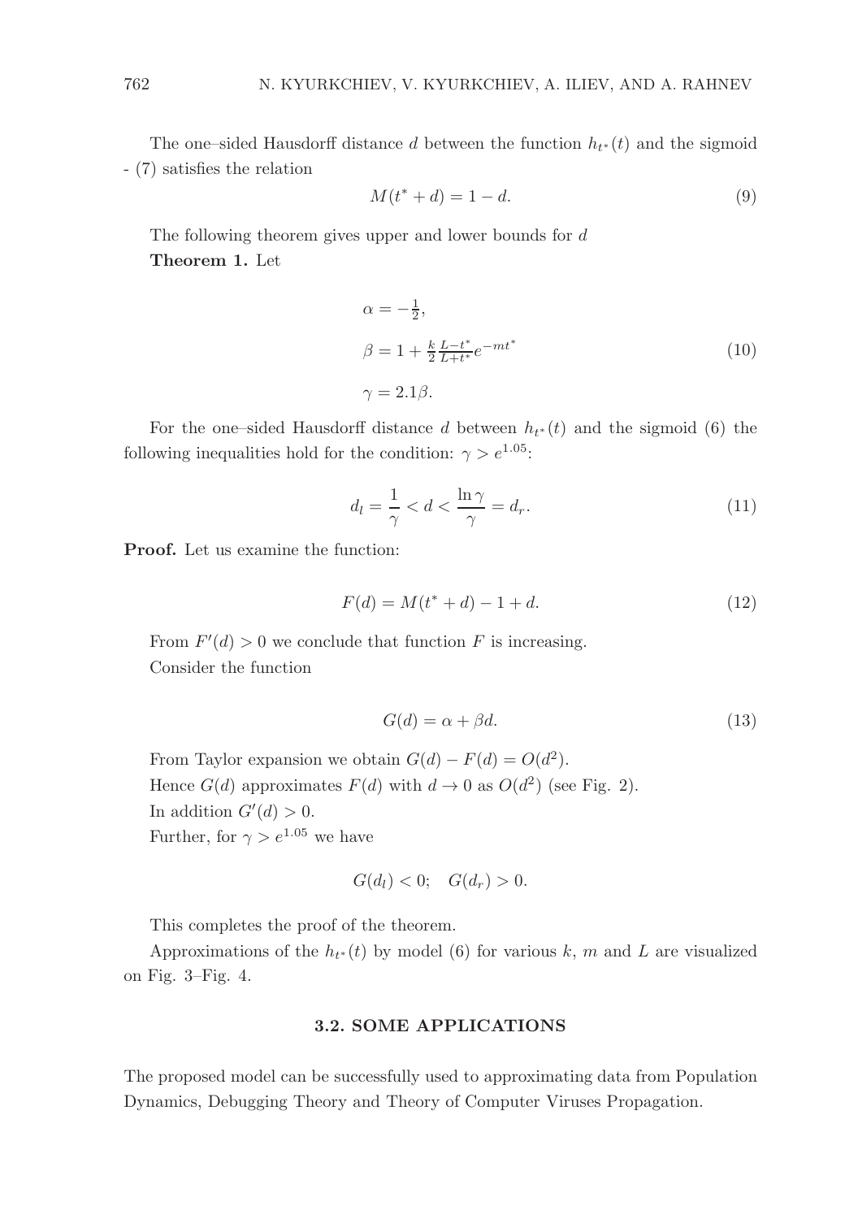The one–sided Hausdorff distance $d$ between the function $h_{t^*}(t)$ and the sigmoid - (7) satisfies the relation

$$M(t^* + d) = 1 - d. \tag{9}$$

The following theorem gives upper and lower bounds for $d$

**Theorem 1.** Let

$$\begin{aligned} &\alpha = -\tfrac{1}{2}, \\ &\beta = 1 + \tfrac{k}{2}\tfrac{L-t^*}{L+t^*}e^{-mt^*} \\ &\gamma = 2.1\beta. \end{aligned} \tag{10}$$

For the one–sided Hausdorff distance $d$ between $h_{t^*}(t)$ and the sigmoid (6) the following inequalities hold for the condition: $\gamma > e^{1.05}$:

$$d_l = \frac{1}{\gamma} < d < \frac{\ln \gamma}{\gamma} = d_r. \tag{11}$$

**Proof.** Let us examine the function:

$$F(d) = M(t^* + d) - 1 + d. \tag{12}$$

From $F'(d) > 0$ we conclude that function $F$ is increasing.

Consider the function

$$G(d) = \alpha + \beta d. \tag{13}$$

From Taylor expansion we obtain $G(d) - F(d) = O(d^2)$.

Hence $G(d)$ approximates $F(d)$ with $d \to 0$ as $O(d^2)$ (see Fig. 2).

In addition $G'(d) > 0$.

Further, for $\gamma > e^{1.05}$ we have

$$G(d_l) < 0; \quad G(d_r) > 0.$$

This completes the proof of the theorem.

Approximations of the $h_{t^*}(t)$ by model (6) for various $k$, $m$ and $L$ are visualized on Fig. 3–Fig. 4.

### 3.2. SOME APPLICATIONS

The proposed model can be successfully used to approximating data from Population Dynamics, Debugging Theory and Theory of Computer Viruses Propagation.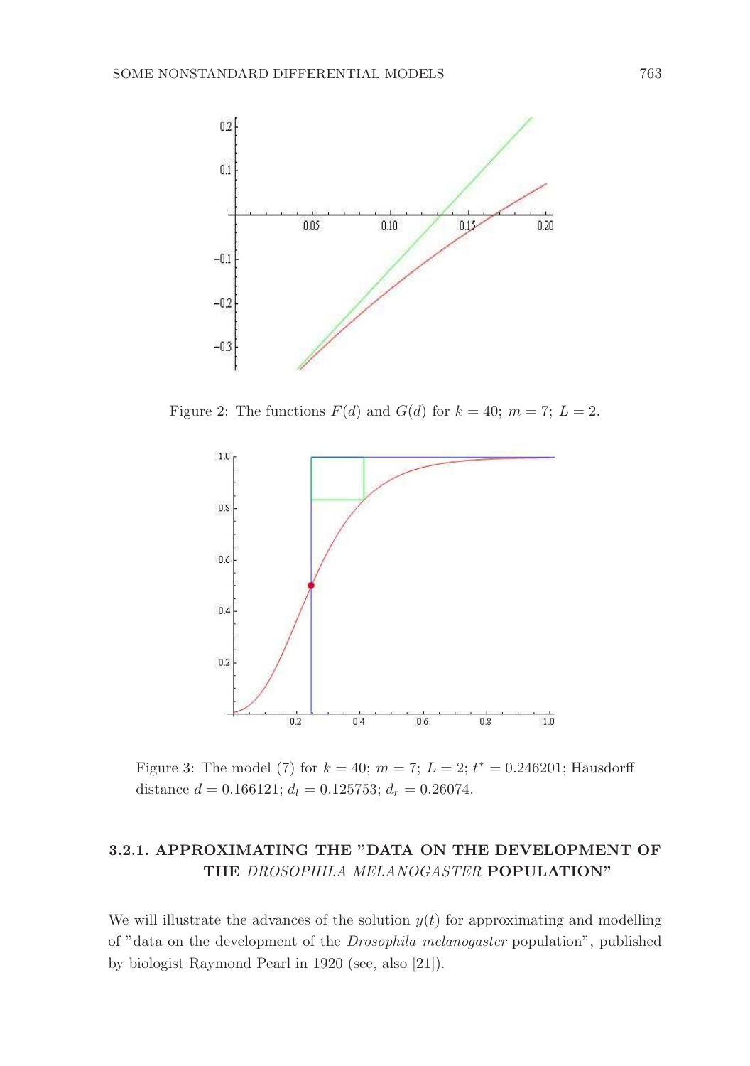Figure 2: The functions $F(d)$ and $G(d)$ for $k = 40$; $m = 7$; $L = 2$.

Figure 3: The model (7) for $k = 40$; $m = 7$; $L = 2$; $t^* = 0.246201$; Hausdorff distance $d = 0.166121$; $d_l = 0.125753$; $d_r = 0.26074$.

### 3.2.1. APPROXIMATING THE "DATA ON THE DEVELOPMENT OF THE *DROSOPHILA MELANOGASTER* POPULATION"

We will illustrate the advances of the solution $y(t)$ for approximating and modelling of "data on the development of the *Drosophila melanogaster* population", published by biologist Raymond Pearl in 1920 (see, also [21]).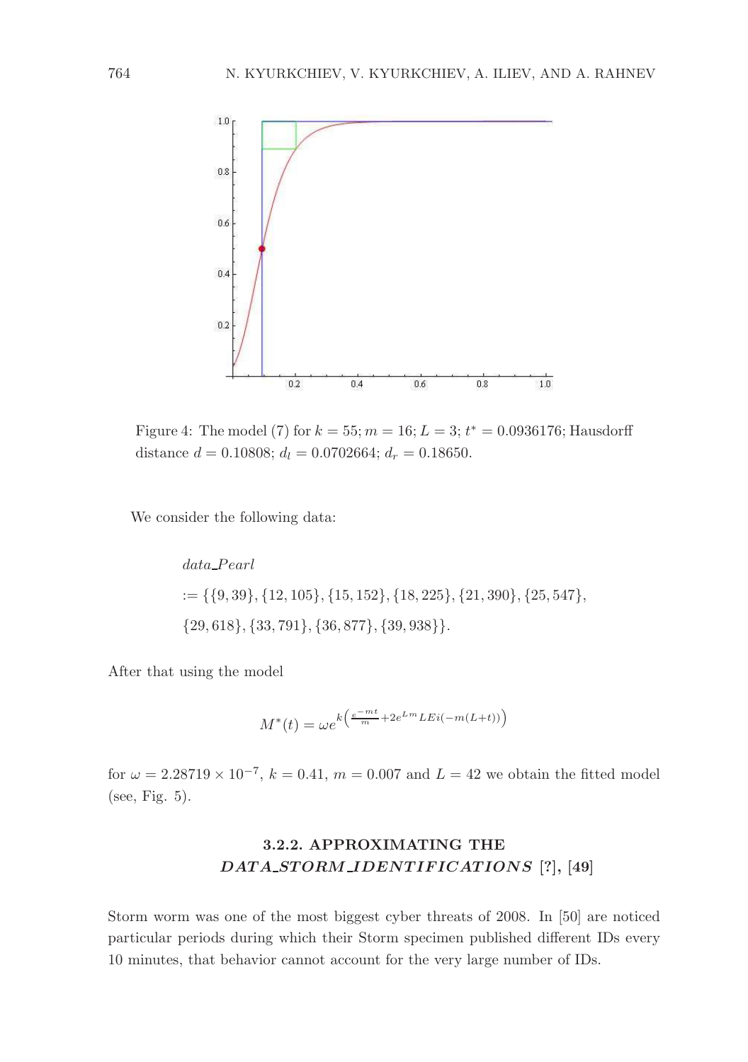Figure 4: The model (7) for $k = 55; m = 16; L = 3; t^* = 0.0936176$; Hausdorff distance $d = 0.10808$; $d_l = 0.0702664$; $d_r = 0.18650$.

We consider the following data:

$$data\_Pearl$$
$$:= \{\{9, 39\}, \{12, 105\}, \{15, 152\}, \{18, 225\}, \{21, 390\}, \{25, 547\},$$
$$\{29, 618\}, \{33, 791\}, \{36, 877\}, \{39, 938\}\}.$$

After that using the model

$$M^*(t) = \omega e^{k\left(\frac{e^{-mt}}{m} + 2e^{Lm} L Ei(-m(L+t))\right)}$$

for $\omega = 2.28719 \times 10^{-7}$, $k = 0.41$, $m = 0.007$ and $L = 42$ we obtain the fitted model (see, Fig. 5).

### 3.2.2. APPROXIMATING THE *DATA_STORM_IDENTIFICATIONS* [?], [49]

Storm worm was one of the most biggest cyber threats of 2008. In [50] are noticed particular periods during which their Storm specimen published different IDs every 10 minutes, that behavior cannot account for the very large number of IDs.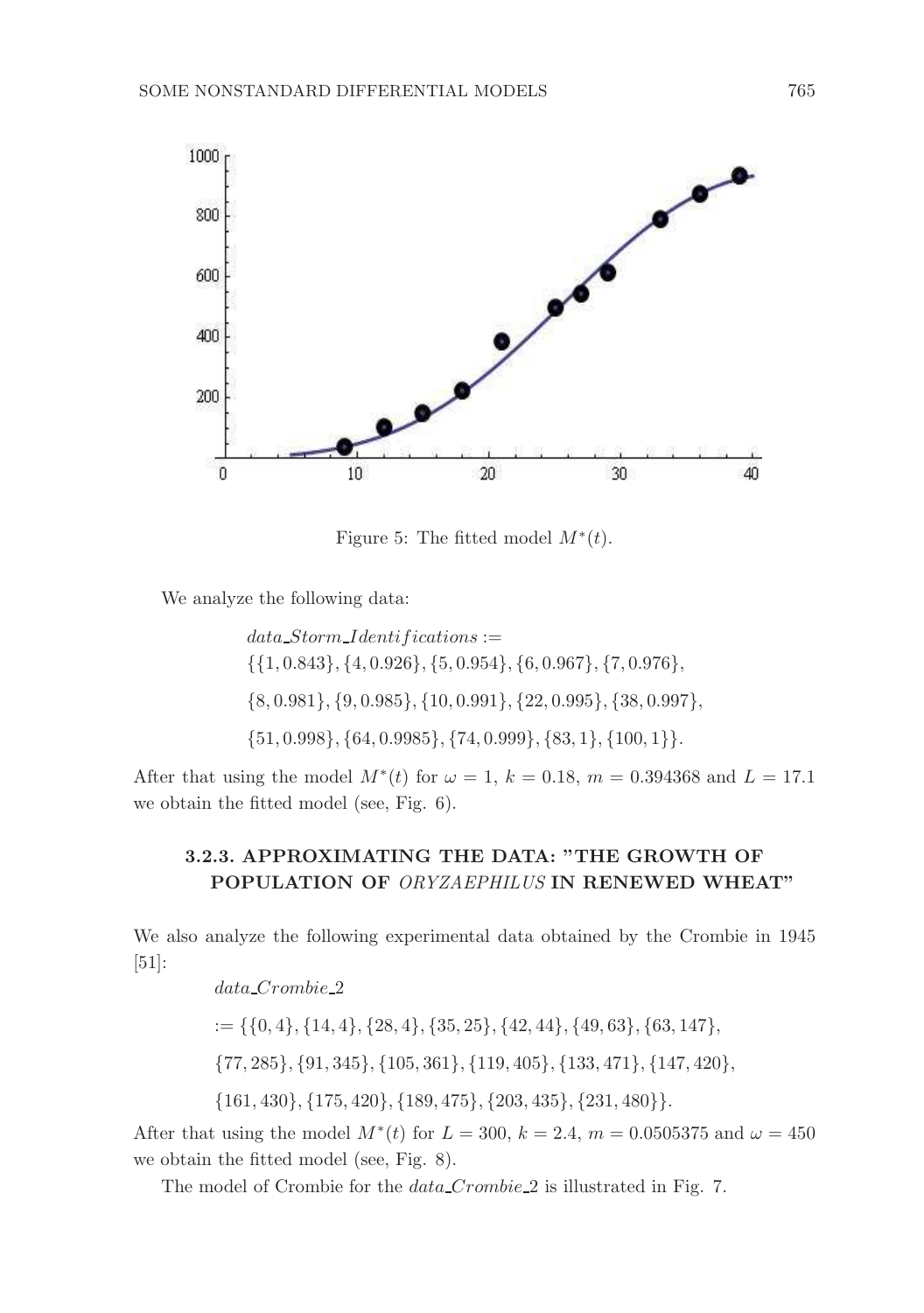Figure 5: The fitted model $M^*(t)$.

We analyze the following data:

$$data\_Storm\_Identifications :=$$
$$\{\{1, 0.843\}, \{4, 0.926\}, \{5, 0.954\}, \{6, 0.967\}, \{7, 0.976\},$$
$$\{8, 0.981\}, \{9, 0.985\}, \{10, 0.991\}, \{22, 0.995\}, \{38, 0.997\},$$
$$\{51, 0.998\}, \{64, 0.9985\}, \{74, 0.999\}, \{83, 1\}, \{100, 1\}\}.$$

After that using the model $M^*(t)$ for $\omega = 1$, $k = 0.18$, $m = 0.394368$ and $L = 17.1$ we obtain the fitted model (see, Fig. 6).

### 3.2.3. APPROXIMATING THE DATA: "THE GROWTH OF POPULATION OF *ORYZAEPHILUS* IN RENEWED WHEAT"

We also analyze the following experimental data obtained by the Crombie in 1945 [51]:

$$data\_Crombie\_2$$
$$:= \{\{0, 4\}, \{14, 4\}, \{28, 4\}, \{35, 25\}, \{42, 44\}, \{49, 63\}, \{63, 147\},$$
$$\{77, 285\}, \{91, 345\}, \{105, 361\}, \{119, 405\}, \{133, 471\}, \{147, 420\},$$
$$\{161, 430\}, \{175, 420\}, \{189, 475\}, \{203, 435\}, \{231, 480\}\}.$$

After that using the model $M^*(t)$ for $L = 300$, $k = 2.4$, $m = 0.0505375$ and $\omega = 450$ we obtain the fitted model (see, Fig. 8).

The model of Crombie for the *data_Crombie_2* is illustrated in Fig. 7.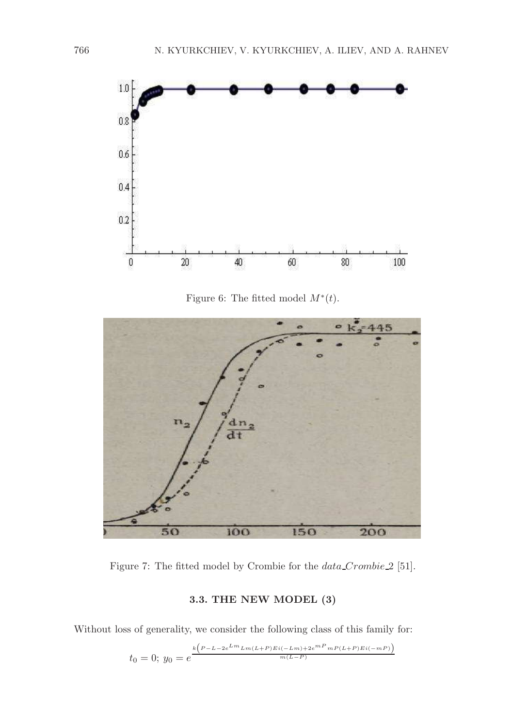Figure 6: The fitted model $M^*(t)$.

Figure 7: The fitted model by Crombie for the *data_Crombie_2* [51].

### 3.3. THE NEW MODEL (3)

Without loss of generality, we consider the following class of this family for:

$$t_0 = 0;\ y_0 = e^{\frac{k\left(P - L - 2e^{Lm}Lm(L+P)Ei(-Lm) + 2e^{mP}mP(L+P)Ei(-mP)\right)}{m(L-P)}}$$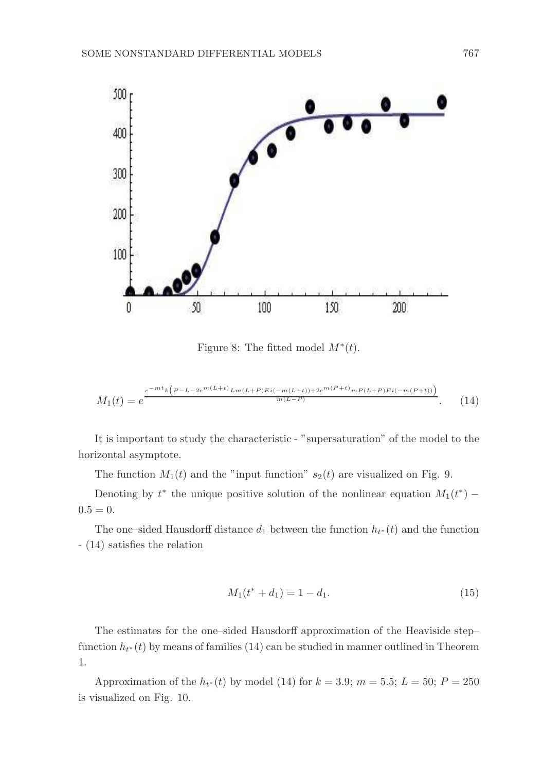Figure 8: The fitted model $M^*(t)$.

$$M_1(t) = e^{\frac{e^{-mt}k\left(P-L-2e^{m(L+t)}Lm(L+P)Ei(-m(L+t))+2e^{m(P+t)}mP(L+P)Ei(-m(P+t))\right)}{m(L-P)}}. \tag{14}$$

It is important to study the characteristic - "supersaturation" of the model to the horizontal asymptote.

The function $M_1(t)$ and the "input function" $s_2(t)$ are visualized on Fig. 9.

Denoting by $t^*$ the unique positive solution of the nonlinear equation $M_1(t^*) - 0.5 = 0$.

The one–sided Hausdorff distance $d_1$ between the function $h_{t^*}(t)$ and the function - (14) satisfies the relation

$$M_1(t^* + d_1) = 1 - d_1. \tag{15}$$

The estimates for the one–sided Hausdorff approximation of the Heaviside step–function $h_{t^*}(t)$ by means of families (14) can be studied in manner outlined in Theorem 1.

Approximation of the $h_{t^*}(t)$ by model (14) for $k = 3.9$; $m = 5.5$; $L = 50$; $P = 250$ is visualized on Fig. 10.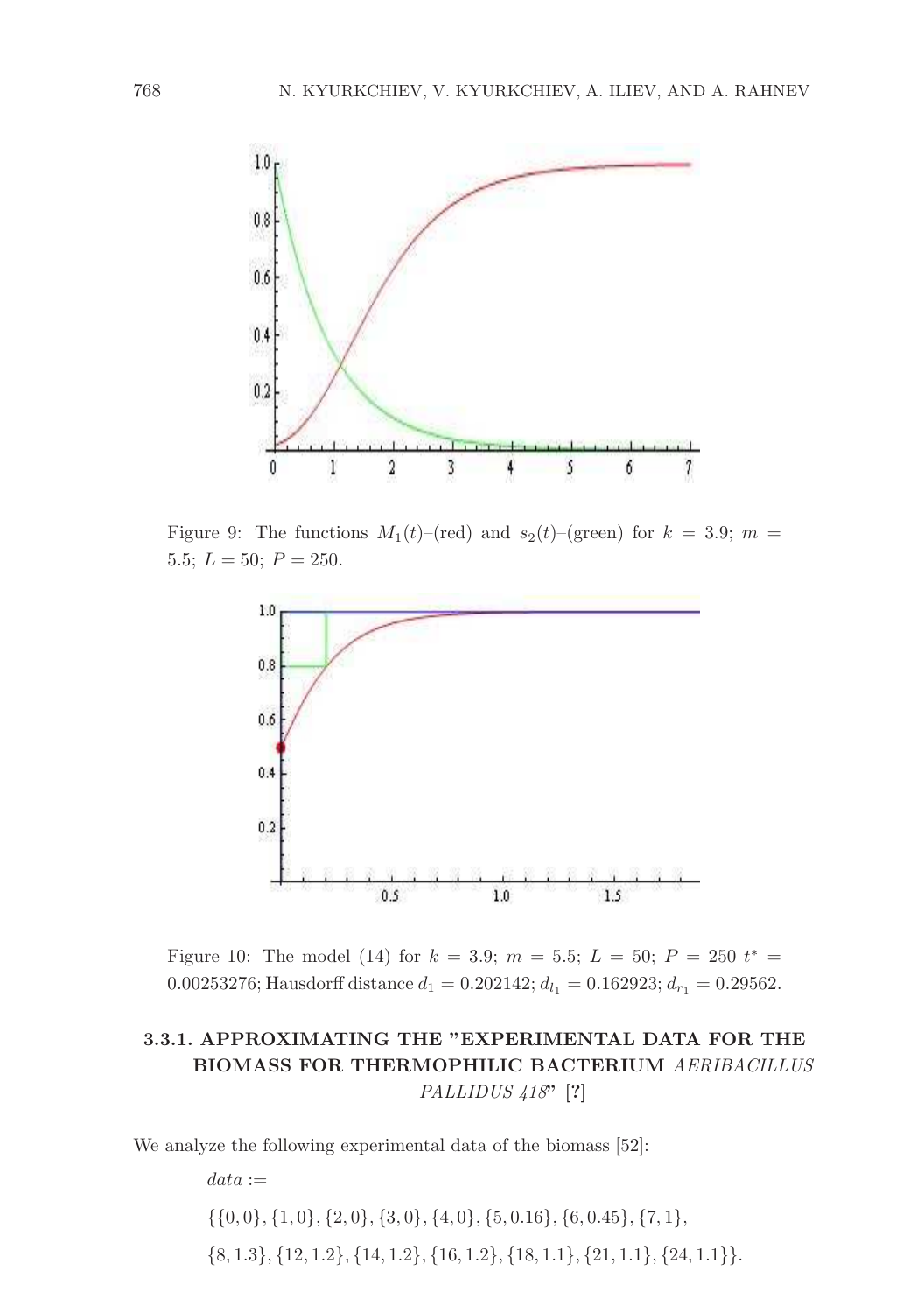Figure 9: The functions $M_1(t)$–(red) and $s_2(t)$–(green) for $k = 3.9$; $m = 5.5$; $L = 50$; $P = 250$.

Figure 10: The model (14) for $k = 3.9$; $m = 5.5$; $L = 50$; $P = 250$ $t^* = 0.00253276$; Hausdorff distance $d_1 = 0.202142$; $d_{l_1} = 0.162923$; $d_{r_1} = 0.29562$.

### 3.3.1. APPROXIMATING THE "EXPERIMENTAL DATA FOR THE BIOMASS FOR THERMOPHILIC BACTERIUM *AERIBACILLUS PALLIDUS 418*" [?]

We analyze the following experimental data of the biomass [52]:

$data :=$

$\{\{0, 0\}, \{1, 0\}, \{2, 0\}, \{3, 0\}, \{4, 0\}, \{5, 0.16\}, \{6, 0.45\}, \{7, 1\},$

$\{8, 1.3\}, \{12, 1.2\}, \{14, 1.2\}, \{16, 1.2\}, \{18, 1.1\}, \{21, 1.1\}, \{24, 1.1\}\}.$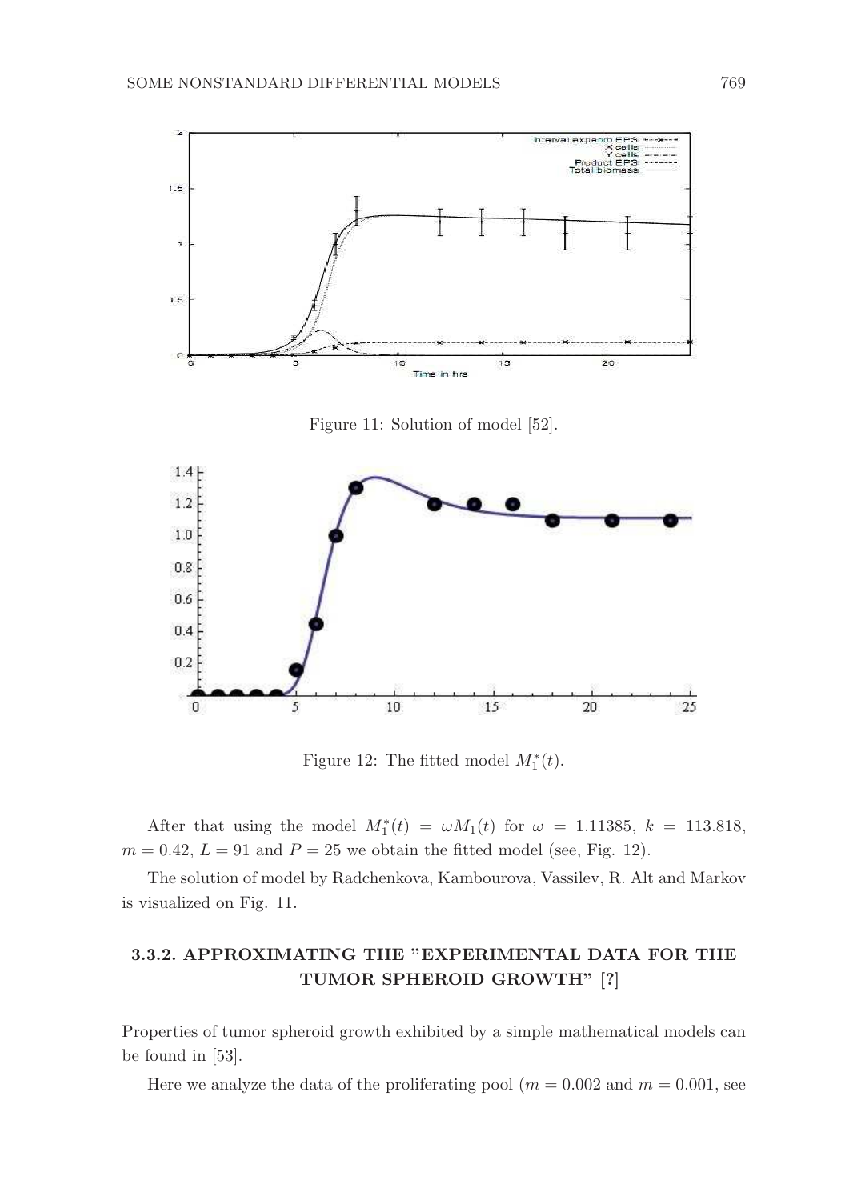Figure 11: Solution of model [52].

Figure 12: The fitted model $M_1^*(t)$.

After that using the model $M_1^*(t) = \omega M_1(t)$ for $\omega = 1.11385$, $k = 113.818$, $m = 0.42$, $L = 91$ and $P = 25$ we obtain the fitted model (see, Fig. 12).

The solution of model by Radchenkova, Kambourova, Vassilev, R. Alt and Markov is visualized on Fig. 11.

### 3.3.2. APPROXIMATING THE "EXPERIMENTAL DATA FOR THE TUMOR SPHEROID GROWTH" [?]

Properties of tumor spheroid growth exhibited by a simple mathematical models can be found in [53].

Here we analyze the data of the proliferating pool ($m = 0.002$ and $m = 0.001$, see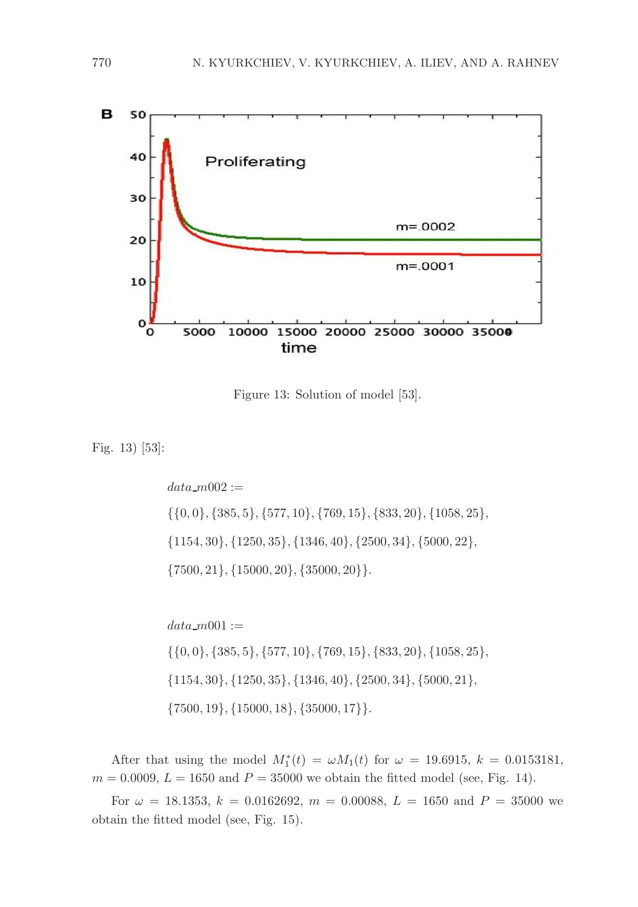Figure 13: Solution of model [53].

Fig. 13) [53]:

$$data\_m002 :=$$

$$\{\{0, 0\}, \{385, 5\}, \{577, 10\}, \{769, 15\}, \{833, 20\}, \{1058, 25\},$$

$$\{1154, 30\}, \{1250, 35\}, \{1346, 40\}, \{2500, 34\}, \{5000, 22\},$$

$$\{7500, 21\}, \{15000, 20\}, \{35000, 20\}\}.$$

$$data\_m001 :=$$

$$\{\{0, 0\}, \{385, 5\}, \{577, 10\}, \{769, 15\}, \{833, 20\}, \{1058, 25\},$$

$$\{1154, 30\}, \{1250, 35\}, \{1346, 40\}, \{2500, 34\}, \{5000, 21\},$$

$$\{7500, 19\}, \{15000, 18\}, \{35000, 17\}\}.$$

After that using the model $M_1^*(t) = \omega M_1(t)$ for $\omega = 19.6915$, $k = 0.0153181$, $m = 0.0009$, $L = 1650$ and $P = 35000$ we obtain the fitted model (see, Fig. 14).

For $\omega = 18.1353$, $k = 0.0162692$, $m = 0.00088$, $L = 1650$ and $P = 35000$ we obtain the fitted model (see, Fig. 15).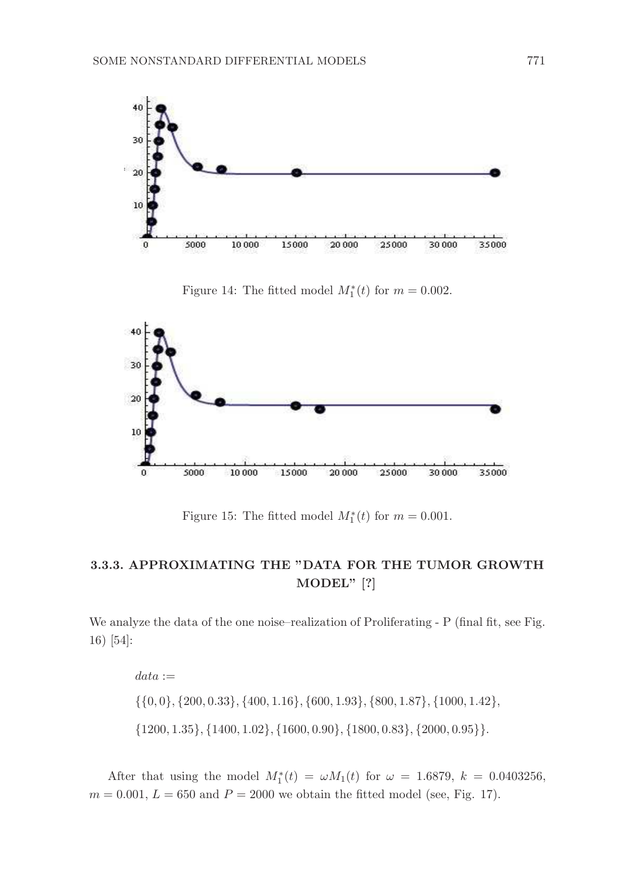Figure 14: The fitted model $M_1^*(t)$ for $m = 0.002$.

Figure 15: The fitted model $M_1^*(t)$ for $m = 0.001$.

### 3.3.3. APPROXIMATING THE "DATA FOR THE TUMOR GROWTH MODEL" [?]

We analyze the data of the one noise–realization of Proliferating - P (final fit, see Fig. 16) [54]:

$$data :=$$

$$\{\{0,0\},\{200,0.33\},\{400,1.16\},\{600,1.93\},\{800,1.87\},\{1000,1.42\},$$

$$\{1200,1.35\},\{1400,1.02\},\{1600,0.90\},\{1800,0.83\},\{2000,0.95\}\}.$$

After that using the model $M_1^*(t) = \omega M_1(t)$ for $\omega = 1.6879$, $k = 0.0403256$, $m = 0.001$, $L = 650$ and $P = 2000$ we obtain the fitted model (see, Fig. 17).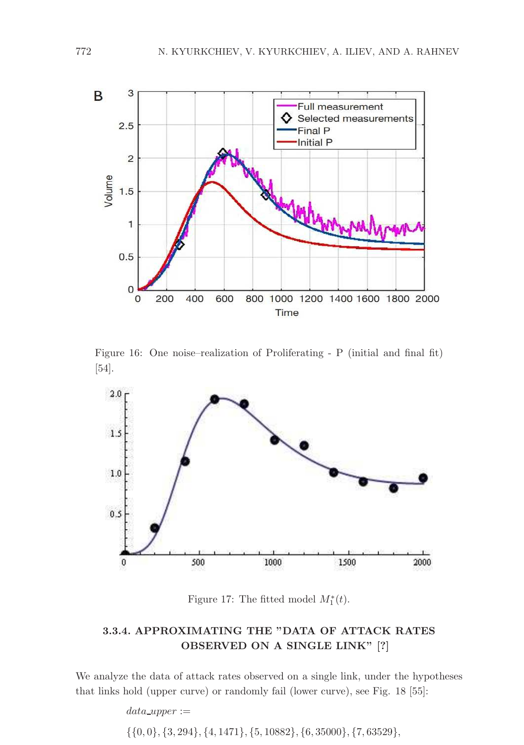Figure 16: One noise–realization of Proliferating - P (initial and final fit) [54].

Figure 17: The fitted model $M_1^*(t)$.

### 3.3.4. APPROXIMATING THE "DATA OF ATTACK RATES OBSERVED ON A SINGLE LINK" [?]

We analyze the data of attack rates observed on a single link, under the hypotheses that links hold (upper curve) or randomly fail (lower curve), see Fig. 18 [55]:

$data\_upper :=$

$\{\{0, 0\}, \{3, 294\}, \{4, 1471\}, \{5, 10882\}, \{6, 35000\}, \{7, 63529\},$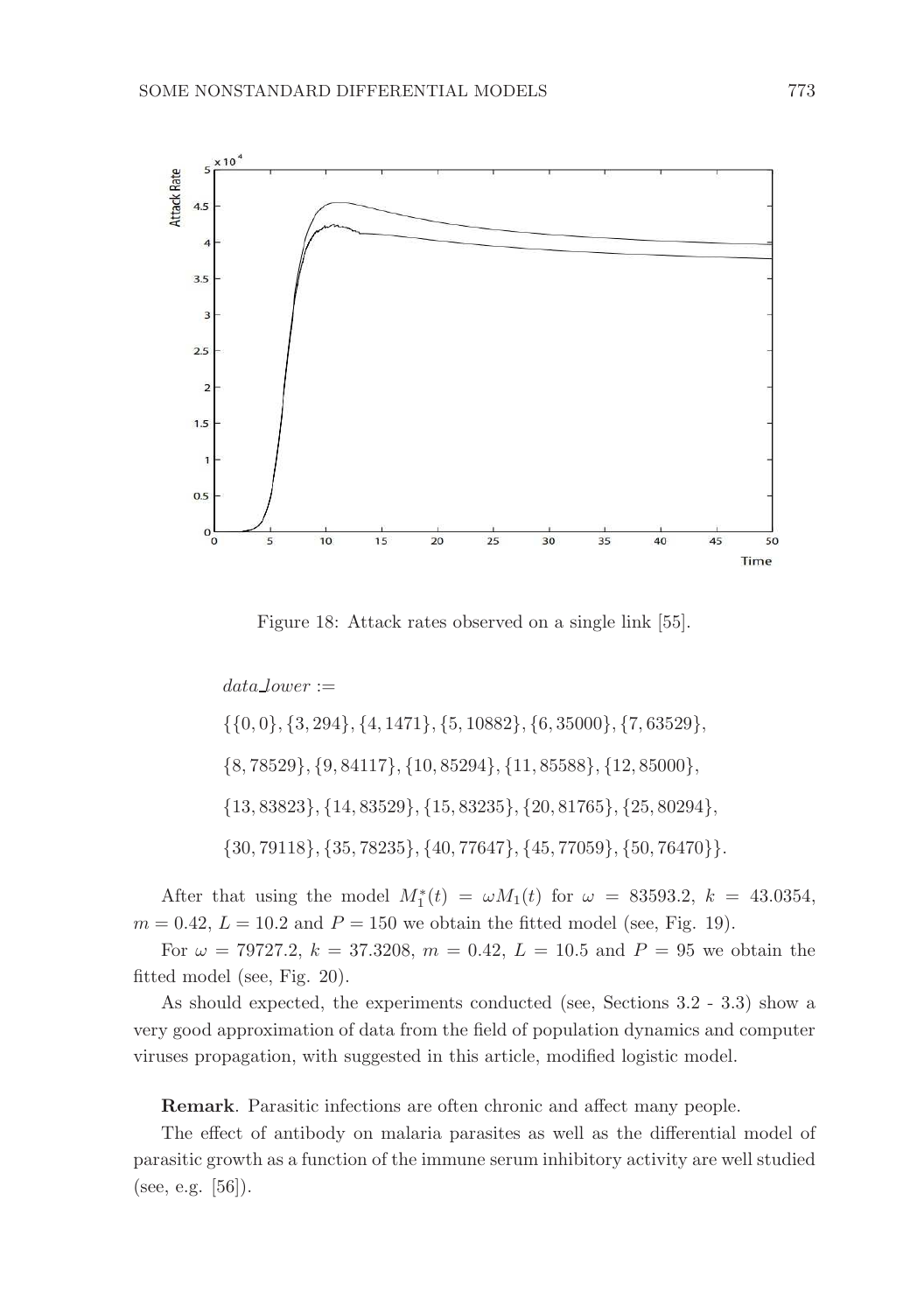Figure 18: Attack rates observed on a single link [55].

$data\_lower :=$

$\{\{0, 0\}, \{3, 294\}, \{4, 1471\}, \{5, 10882\}, \{6, 35000\}, \{7, 63529\},$

$\{8, 78529\}, \{9, 84117\}, \{10, 85294\}, \{11, 85588\}, \{12, 85000\},$

$\{13, 83823\}, \{14, 83529\}, \{15, 83235\}, \{20, 81765\}, \{25, 80294\},$

$\{30, 79118\}, \{35, 78235\}, \{40, 77647\}, \{45, 77059\}, \{50, 76470\}\}.$

After that using the model $M_1^*(t) = \omega M_1(t)$ for $\omega = 83593.2$, $k = 43.0354$, $m = 0.42$, $L = 10.2$ and $P = 150$ we obtain the fitted model (see, Fig. 19).

For $\omega = 79727.2$, $k = 37.3208$, $m = 0.42$, $L = 10.5$ and $P = 95$ we obtain the fitted model (see, Fig. 20).

As should expected, the experiments conducted (see, Sections 3.2 - 3.3) show a very good approximation of data from the field of population dynamics and computer viruses propagation, with suggested in this article, modified logistic model.

**Remark**. Parasitic infections are often chronic and affect many people.

The effect of antibody on malaria parasites as well as the differential model of parasitic growth as a function of the immune serum inhibitory activity are well studied (see, e.g. [56]).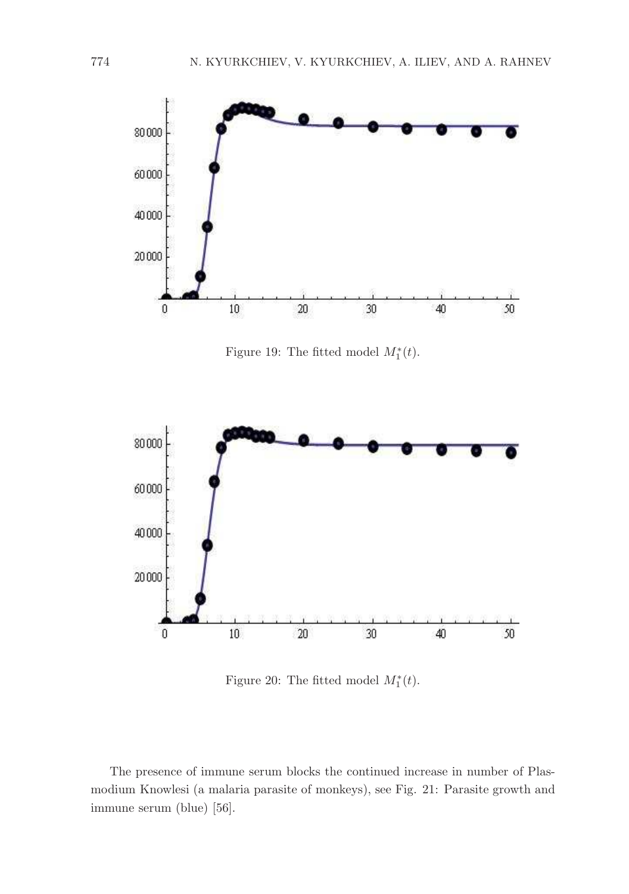Figure 19: The fitted model $M_1^*(t)$.

Figure 20: The fitted model $M_1^*(t)$.

The presence of immune serum blocks the continued increase in number of Plasmodium Knowlesi (a malaria parasite of monkeys), see Fig. 21: Parasite growth and immune serum (blue) [56].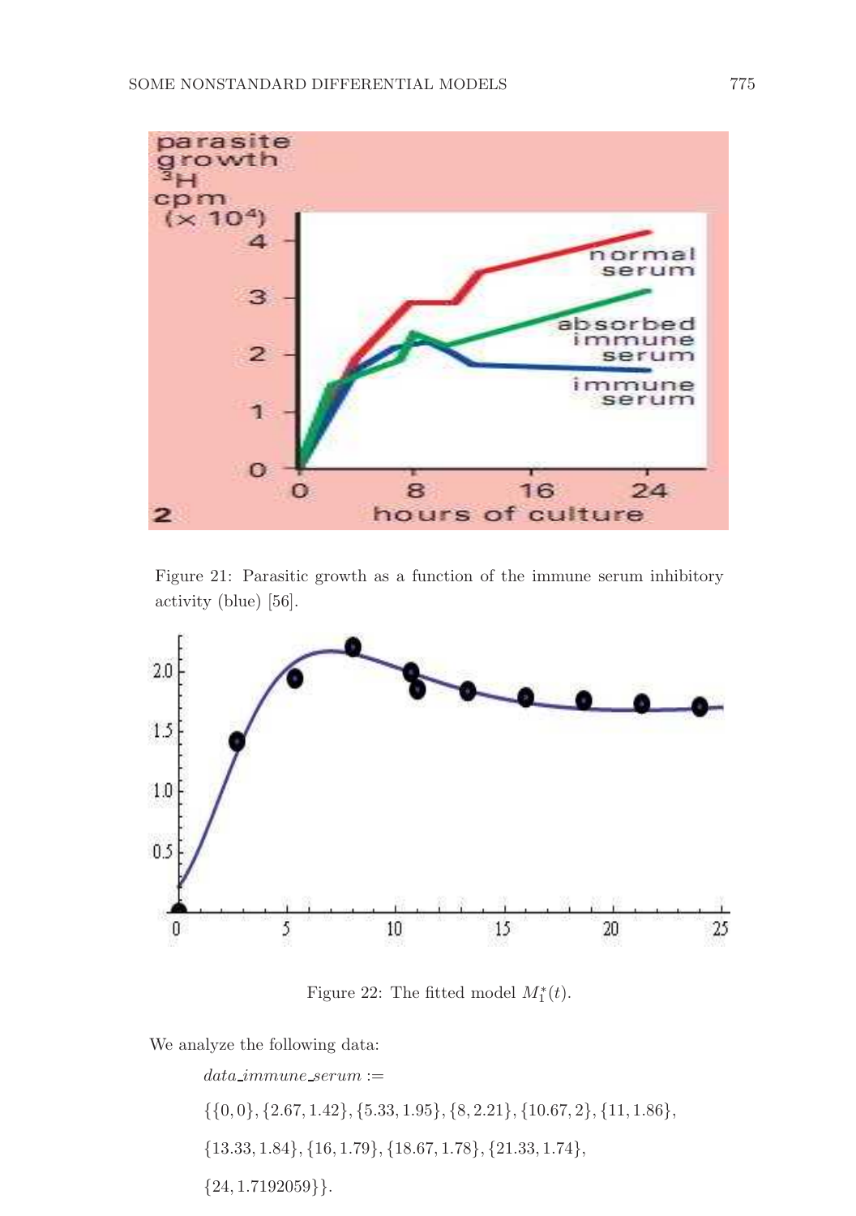Figure 21: Parasitic growth as a function of the immune serum inhibitory activity (blue) [56].

Figure 22: The fitted model $M_1^*(t)$.

We analyze the following data:

$data\_immune\_serum :=$

$\{\{0, 0\}, \{2.67, 1.42\}, \{5.33, 1.95\}, \{8, 2.21\}, \{10.67, 2\}, \{11, 1.86\},$

$\{13.33, 1.84\}, \{16, 1.79\}, \{18.67, 1.78\}, \{21.33, 1.74\},$

$\{24, 1.7192059\}\}.$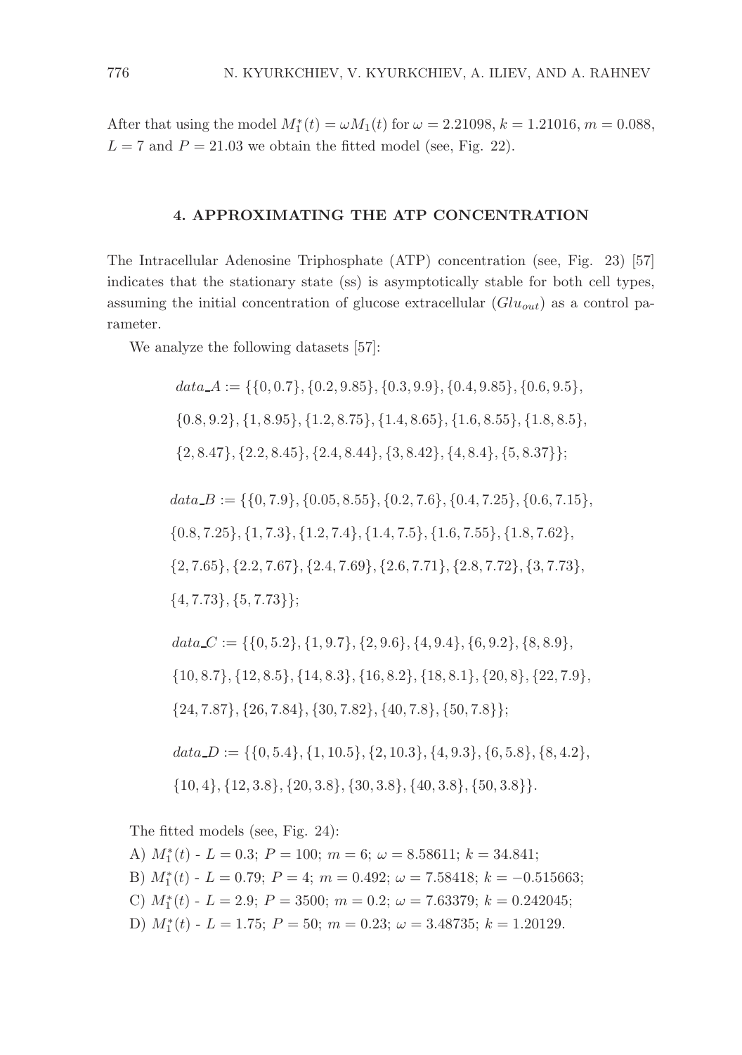After that using the model $M_1^*(t) = \omega M_1(t)$ for $\omega = 2.21098$, $k = 1.21016$, $m = 0.088$, $L = 7$ and $P = 21.03$ we obtain the fitted model (see, Fig. 22).

## 4. APPROXIMATING THE ATP CONCENTRATION

The Intracellular Adenosine Triphosphate (ATP) concentration (see, Fig. 23) [57] indicates that the stationary state (ss) is asymptotically stable for both cell types, assuming the initial concentration of glucose extracellular ($Glu_{out}$) as a control parameter.

We analyze the following datasets [57]:

$$data\_A := \{\{0, 0.7\}, \{0.2, 9.85\}, \{0.3, 9.9\}, \{0.4, 9.85\}, \{0.6, 9.5\}, \{0.8, 9.2\}, \{1, 8.95\}, \{1.2, 8.75\}, \{1.4, 8.65\}, \{1.6, 8.55\}, \{1.8, 8.5\}, \{2, 8.47\}, \{2.2, 8.45\}, \{2.4, 8.44\}, \{3, 8.42\}, \{4, 8.4\}, \{5, 8.37\}\};$$

$$data\_B := \{\{0, 7.9\}, \{0.05, 8.55\}, \{0.2, 7.6\}, \{0.4, 7.25\}, \{0.6, 7.15\}, \{0.8, 7.25\}, \{1, 7.3\}, \{1.2, 7.4\}, \{1.4, 7.5\}, \{1.6, 7.55\}, \{1.8, 7.62\}, \{2, 7.65\}, \{2.2, 7.67\}, \{2.4, 7.69\}, \{2.6, 7.71\}, \{2.8, 7.72\}, \{3, 7.73\}, \{4, 7.73\}, \{5, 7.73\}\};$$

$$data\_C := \{\{0, 5.2\}, \{1, 9.7\}, \{2, 9.6\}, \{4, 9.4\}, \{6, 9.2\}, \{8, 8.9\}, \{10, 8.7\}, \{12, 8.5\}, \{14, 8.3\}, \{16, 8.2\}, \{18, 8.1\}, \{20, 8\}, \{22, 7.9\}, \{24, 7.87\}, \{26, 7.84\}, \{30, 7.82\}, \{40, 7.8\}, \{50, 7.8\}\};$$

$$data\_D := \{\{0, 5.4\}, \{1, 10.5\}, \{2, 10.3\}, \{4, 9.3\}, \{6, 5.8\}, \{8, 4.2\}, \{10, 4\}, \{12, 3.8\}, \{20, 3.8\}, \{30, 3.8\}, \{40, 3.8\}, \{50, 3.8\}\}.$$

The fitted models (see, Fig. 24):

A) $M_1^*(t)$ - $L = 0.3$; $P = 100$; $m = 6$; $\omega = 8.58611$; $k = 34.841$;

B) $M_1^*(t)$ - $L = 0.79$; $P = 4$; $m = 0.492$; $\omega = 7.58418$; $k = -0.515663$;

C) $M_1^*(t)$ - $L = 2.9$; $P = 3500$; $m = 0.2$; $\omega = 7.63379$; $k = 0.242045$;

D) $M_1^*(t)$ - $L = 1.75$; $P = 50$; $m = 0.23$; $\omega = 3.48735$; $k = 1.20129$.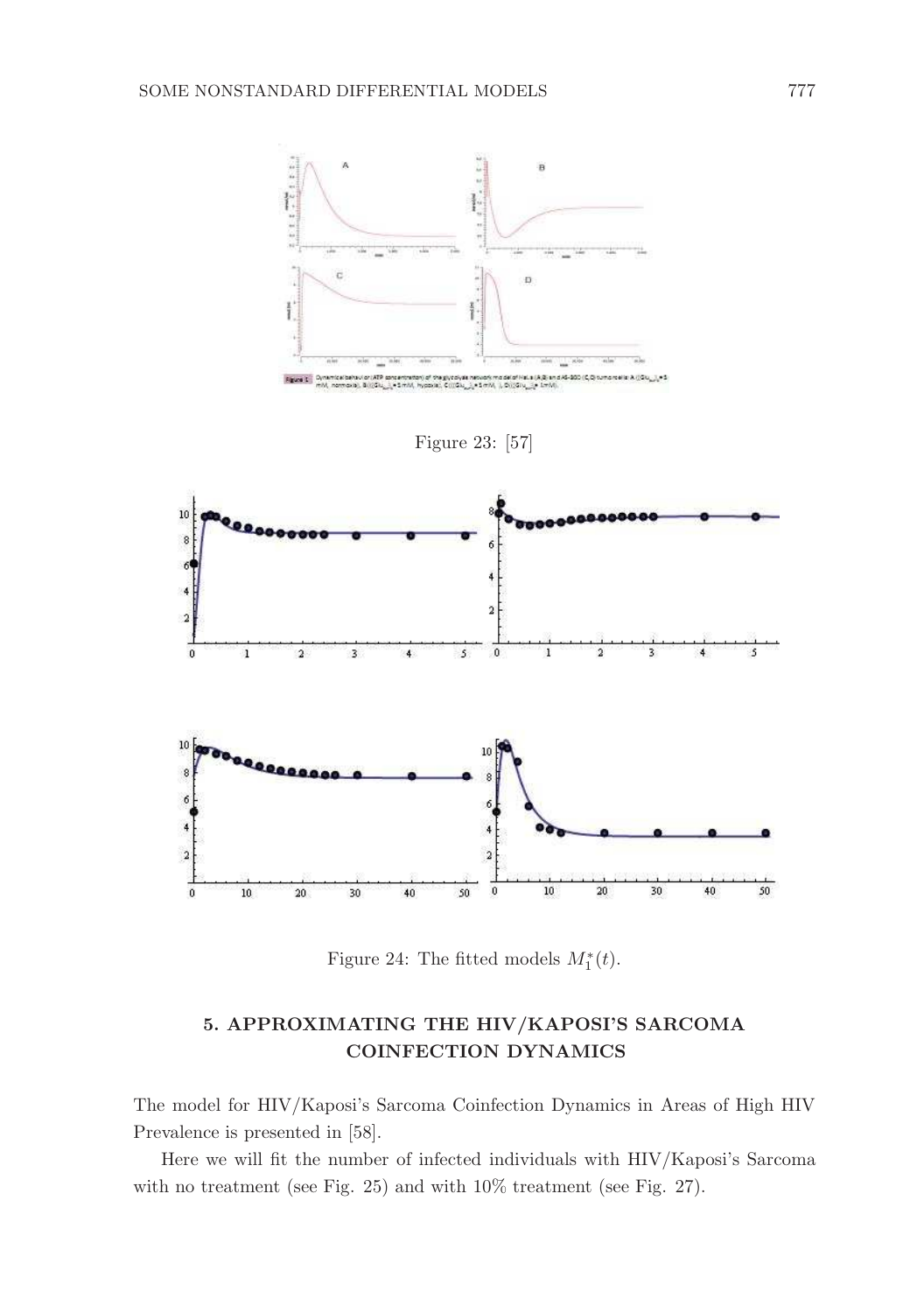Figure 23: [57]

Figure 24: The fitted models $M_1^*(t)$.

## 5. APPROXIMATING THE HIV/KAPOSI'S SARCOMA COINFECTION DYNAMICS

The model for HIV/Kaposi's Sarcoma Coinfection Dynamics in Areas of High HIV Prevalence is presented in [58].

Here we will fit the number of infected individuals with HIV/Kaposi's Sarcoma with no treatment (see Fig. 25) and with 10% treatment (see Fig. 27).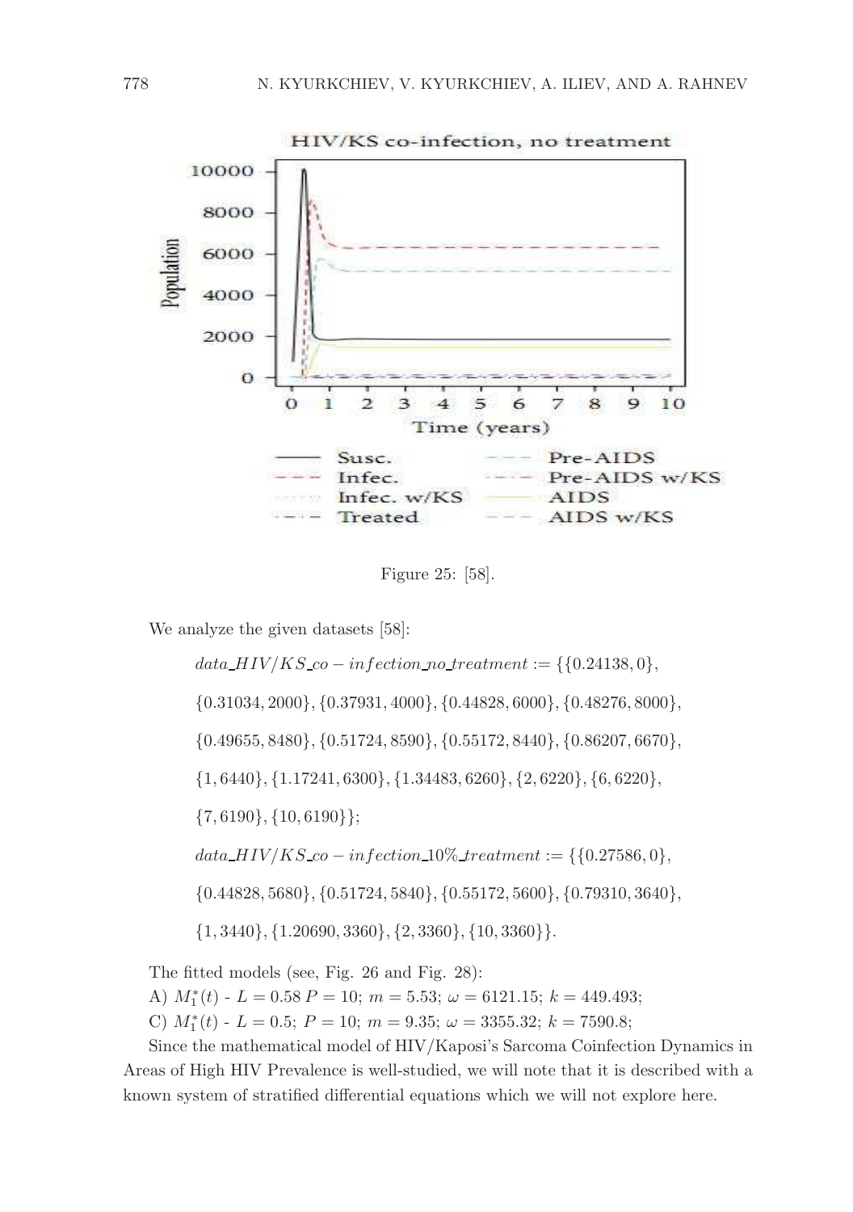Figure 25: [58].

We analyze the given datasets [58]:

$$data\_HIV/KS\_co-infection\_no\_treatment := \{\{0.24138, 0\},$$

$$\{0.31034, 2000\}, \{0.37931, 4000\}, \{0.44828, 6000\}, \{0.48276, 8000\},$$

$$\{0.49655, 8480\}, \{0.51724, 8590\}, \{0.55172, 8440\}, \{0.86207, 6670\},$$

$$\{1, 6440\}, \{1.17241, 6300\}, \{1.34483, 6260\}, \{2, 6220\}, \{6, 6220\},$$

$$\{7, 6190\}, \{10, 6190\}\};$$

$$data\_HIV/KS\_co-infection\_10\%\_treatment := \{\{0.27586, 0\},$$

$$\{0.44828, 5680\}, \{0.51724, 5840\}, \{0.55172, 5600\}, \{0.79310, 3640\},$$

$$\{1, 3440\}, \{1.20690, 3360\}, \{2, 3360\}, \{10, 3360\}\}.$$

The fitted models (see, Fig. 26 and Fig. 28):

A) $M_1^*(t)$ - $L = 0.58$ $P = 10$; $m = 5.53$; $\omega = 6121.15$; $k = 449.493$;

C) $M_1^*(t)$ - $L = 0.5$; $P = 10$; $m = 9.35$; $\omega = 3355.32$; $k = 7590.8$;

Since the mathematical model of HIV/Kaposi's Sarcoma Coinfection Dynamics in Areas of High HIV Prevalence is well-studied, we will note that it is described with a known system of stratified differential equations which we will not explore here.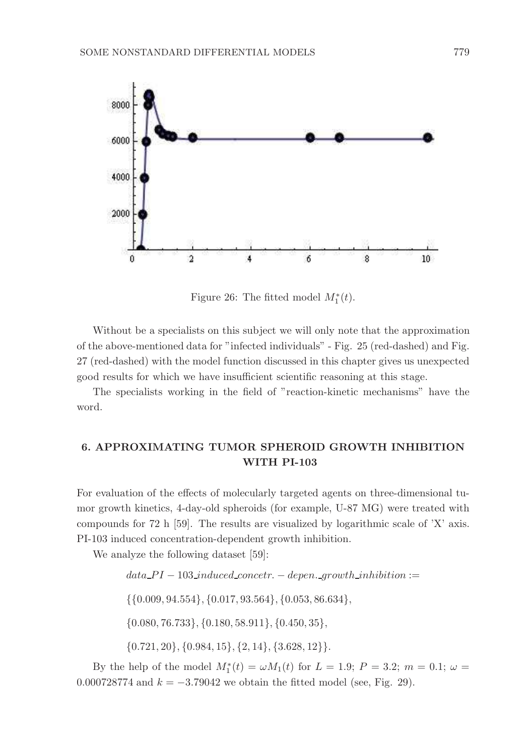Figure 26: The fitted model $M_1^*(t)$.

Without be a specialists on this subject we will only note that the approximation of the above-mentioned data for "infected individuals" - Fig. 25 (red-dashed) and Fig. 27 (red-dashed) with the model function discussed in this chapter gives us unexpected good results for which we have insufficient scientific reasoning at this stage.

The specialists working in the field of "reaction-kinetic mechanisms" have the word.

## 6. APPROXIMATING TUMOR SPHEROID GROWTH INHIBITION WITH PI-103

For evaluation of the effects of molecularly targeted agents on three-dimensional tumor growth kinetics, 4-day-old spheroids (for example, U-87 MG) were treated with compounds for 72 h [59]. The results are visualized by logarithmic scale of 'X' axis. PI-103 induced concentration-dependent growth inhibition.

We analyze the following dataset [59]:

$$data\_PI - 103\_induced\_concetr. - depen.\_growth\_inhibition :=$$

$$\{\{0.009, 94.554\}, \{0.017, 93.564\}, \{0.053, 86.634\},$$

$$\{0.080, 76.733\}, \{0.180, 58.911\}, \{0.450, 35\},$$

$$\{0.721, 20\}, \{0.984, 15\}, \{2, 14\}, \{3.628, 12\}\}.$$

By the help of the model $M_1^*(t) = \omega M_1(t)$ for $L = 1.9$; $P = 3.2$; $m = 0.1$; $\omega = 0.000728774$ and $k = -3.79042$ we obtain the fitted model (see, Fig. 29).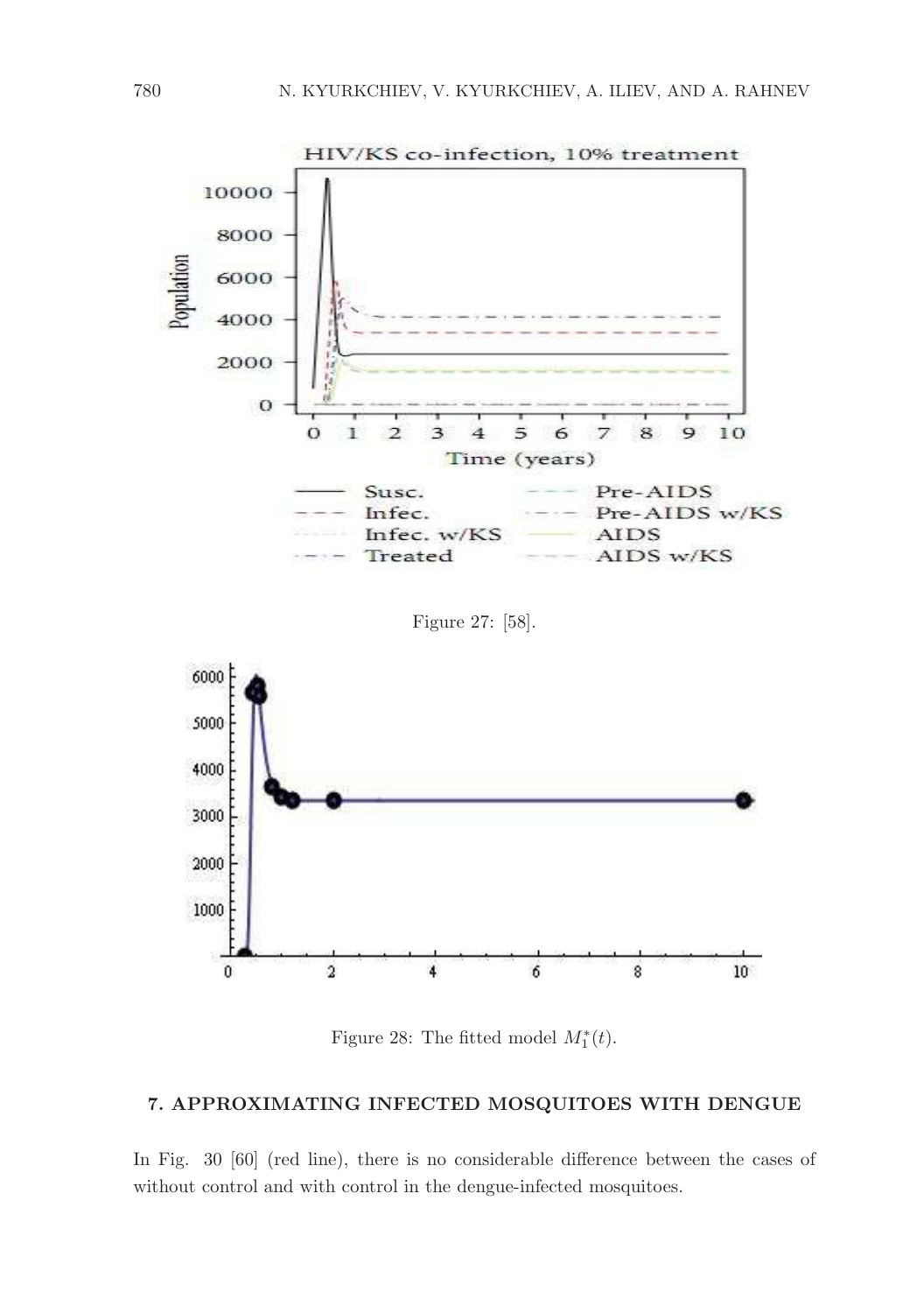Figure 27: [58].

Figure 28: The fitted model $M_1^*(t)$.

## 7. APPROXIMATING INFECTED MOSQUITOES WITH DENGUE

In Fig. 30 [60] (red line), there is no considerable difference between the cases of without control and with control in the dengue-infected mosquitoes.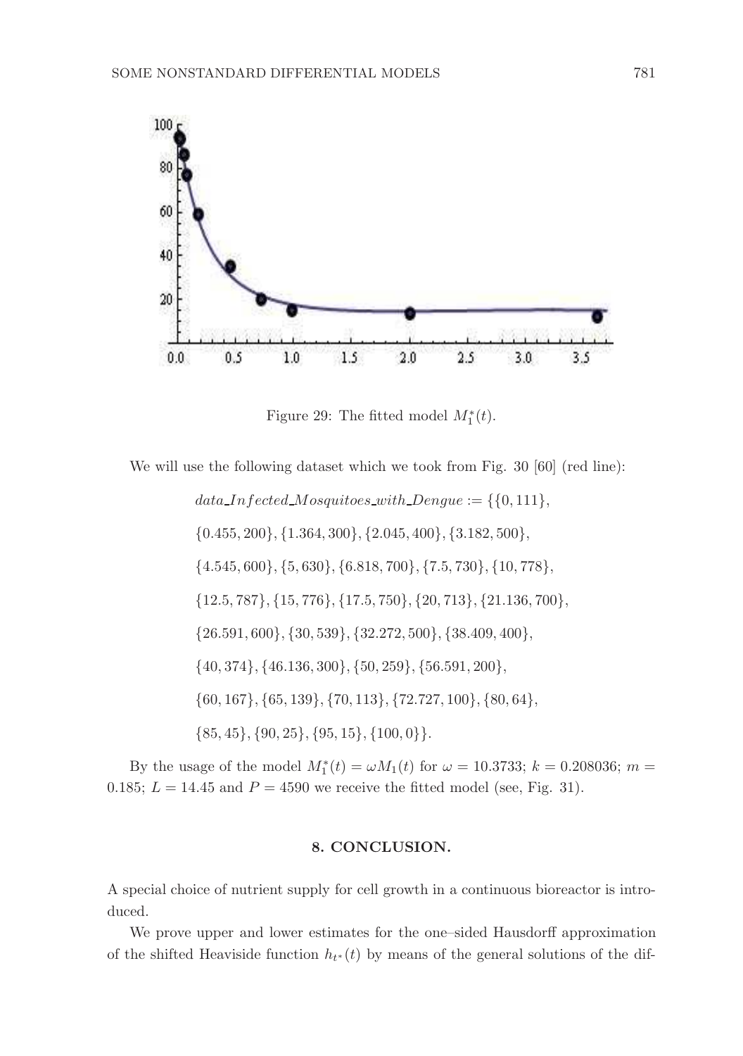Figure 29: The fitted model $M_1^*(t)$.

We will use the following dataset which we took from Fig. 30 [60] (red line):

$$data\_Infected\_Mosquitoes\_with\_Dengue := \{\{0, 111\},$$

$$\{0.455, 200\}, \{1.364, 300\}, \{2.045, 400\}, \{3.182, 500\},$$

$$\{4.545, 600\}, \{5, 630\}, \{6.818, 700\}, \{7.5, 730\}, \{10, 778\},$$

$$\{12.5, 787\}, \{15, 776\}, \{17.5, 750\}, \{20, 713\}, \{21.136, 700\},$$

$$\{26.591, 600\}, \{30, 539\}, \{32.272, 500\}, \{38.409, 400\},$$

$$\{40, 374\}, \{46.136, 300\}, \{50, 259\}, \{56.591, 200\},$$

$$\{60, 167\}, \{65, 139\}, \{70, 113\}, \{72.727, 100\}, \{80, 64\},$$

$$\{85, 45\}, \{90, 25\}, \{95, 15\}, \{100, 0\}\}.$$

By the usage of the model $M_1^*(t) = \omega M_1(t)$ for $\omega = 10.3733$; $k = 0.208036$; $m = 0.185$; $L = 14.45$ and $P = 4590$ we receive the fitted model (see, Fig. 31).

## 8. CONCLUSION.

A special choice of nutrient supply for cell growth in a continuous bioreactor is introduced.

We prove upper and lower estimates for the one–sided Hausdorff approximation of the shifted Heaviside function $h_{t^*}(t)$ by means of the general solutions of the dif-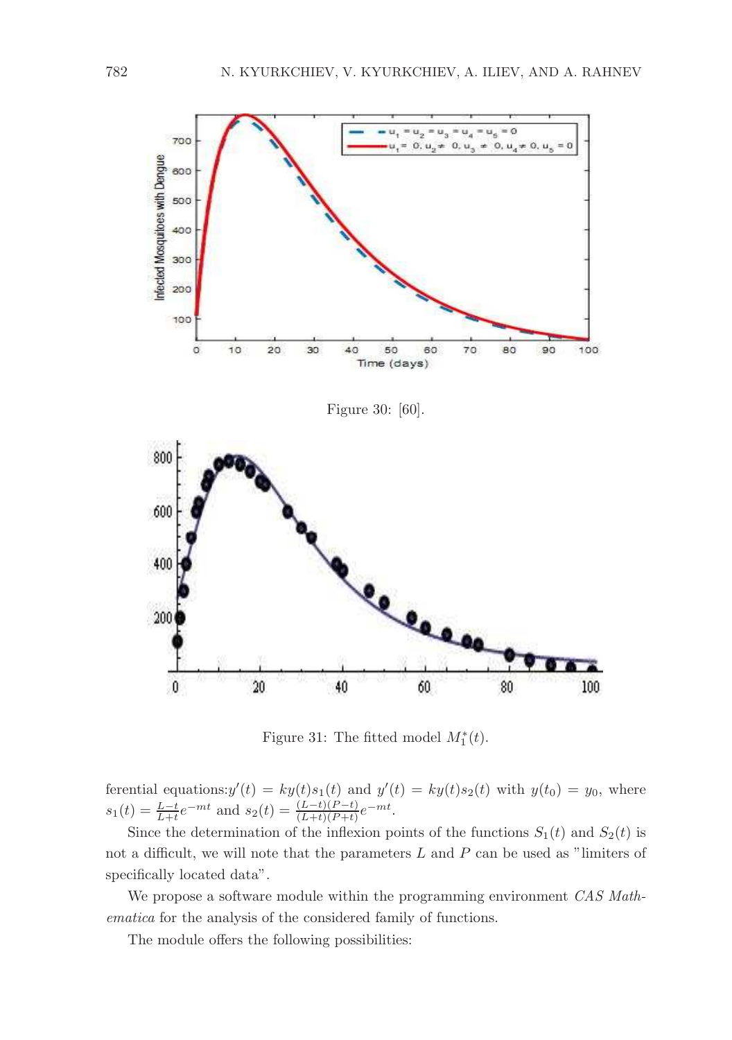Figure 30: [60].

Figure 31: The fitted model $M_1^*(t)$.

ferential equations:$y'(t) = ky(t)s_1(t)$ and $y'(t) = ky(t)s_2(t)$ with $y(t_0) = y_0$, where $s_1(t) = \frac{L-t}{L+t}e^{-mt}$ and $s_2(t) = \frac{(L-t)(P-t)}{(L+t)(P+t)}e^{-mt}$.

Since the determination of the inflexion points of the functions $S_1(t)$ and $S_2(t)$ is not a difficult, we will note that the parameters $L$ and $P$ can be used as "limiters of specifically located data".

We propose a software module within the programming environment *CAS Mathematica* for the analysis of the considered family of functions.

The module offers the following possibilities: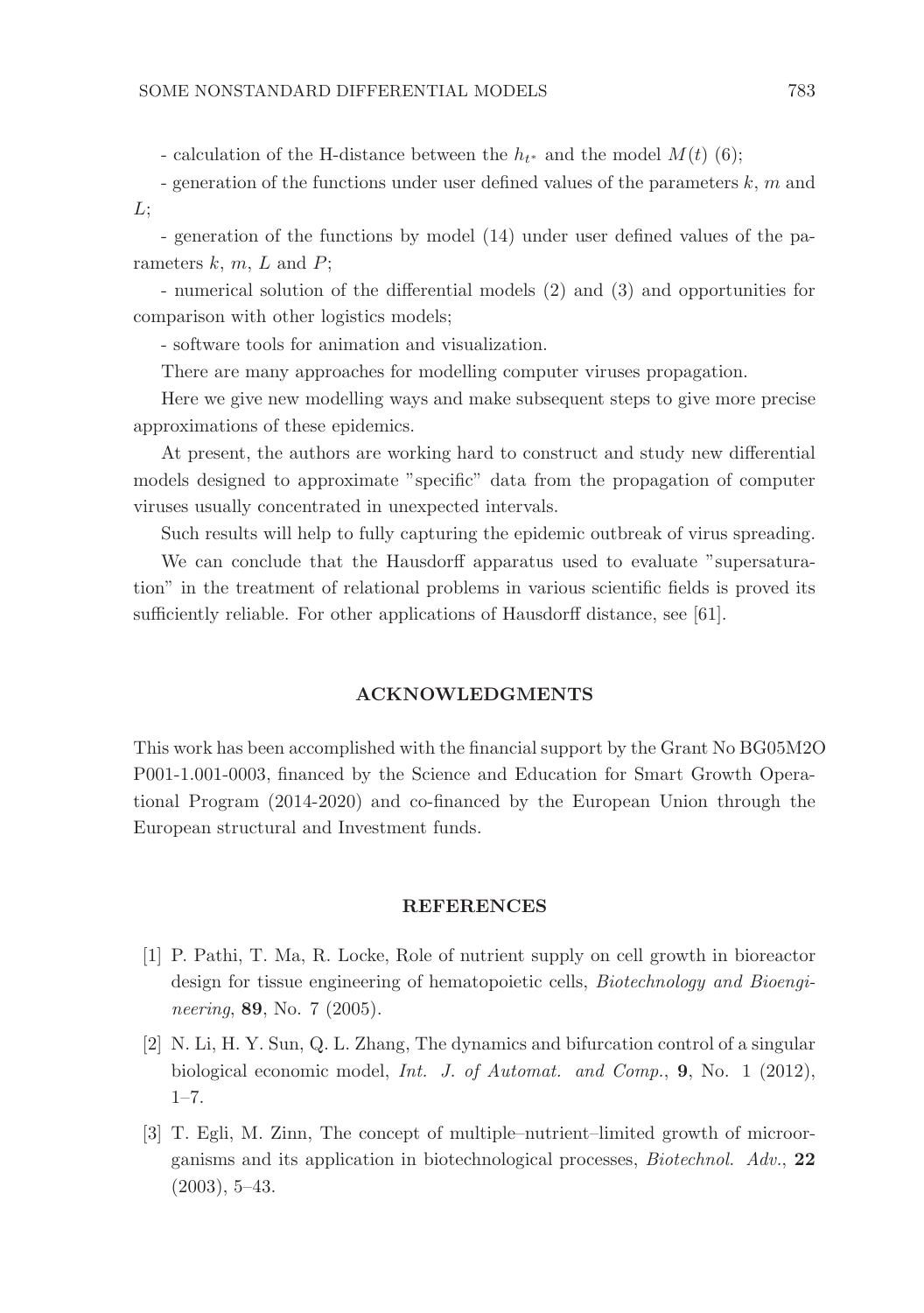- calculation of the H-distance between the $h_{t^*}$ and the model $M(t)$ (6);

- generation of the functions under user defined values of the parameters $k$, $m$ and $L$;

- generation of the functions by model (14) under user defined values of the parameters $k$, $m$, $L$ and $P$;

- numerical solution of the differential models (2) and (3) and opportunities for comparison with other logistics models;

- software tools for animation and visualization.

There are many approaches for modelling computer viruses propagation.

Here we give new modelling ways and make subsequent steps to give more precise approximations of these epidemics.

At present, the authors are working hard to construct and study new differential models designed to approximate "specific" data from the propagation of computer viruses usually concentrated in unexpected intervals.

Such results will help to fully capturing the epidemic outbreak of virus spreading.

We can conclude that the Hausdorff apparatus used to evaluate "supersaturation" in the treatment of relational problems in various scientific fields is proved its sufficiently reliable. For other applications of Hausdorff distance, see [61].

## ACKNOWLEDGMENTS

This work has been accomplished with the financial support by the Grant No BG05M2O P001-1.001-0003, financed by the Science and Education for Smart Growth Operational Program (2014-2020) and co-financed by the European Union through the European structural and Investment funds.

## REFERENCES

[1] P. Pathi, T. Ma, R. Locke, Role of nutrient supply on cell growth in bioreactor design for tissue engineering of hematopoietic cells, *Biotechnology and Bioengineering*, **89**, No. 7 (2005).

[2] N. Li, H. Y. Sun, Q. L. Zhang, The dynamics and bifurcation control of a singular biological economic model, *Int. J. of Automat. and Comp.*, **9**, No. 1 (2012), 1–7.

[3] T. Egli, M. Zinn, The concept of multiple–nutrient–limited growth of microorganisms and its application in biotechnological processes, *Biotechnol. Adv.*, **22** (2003), 5–43.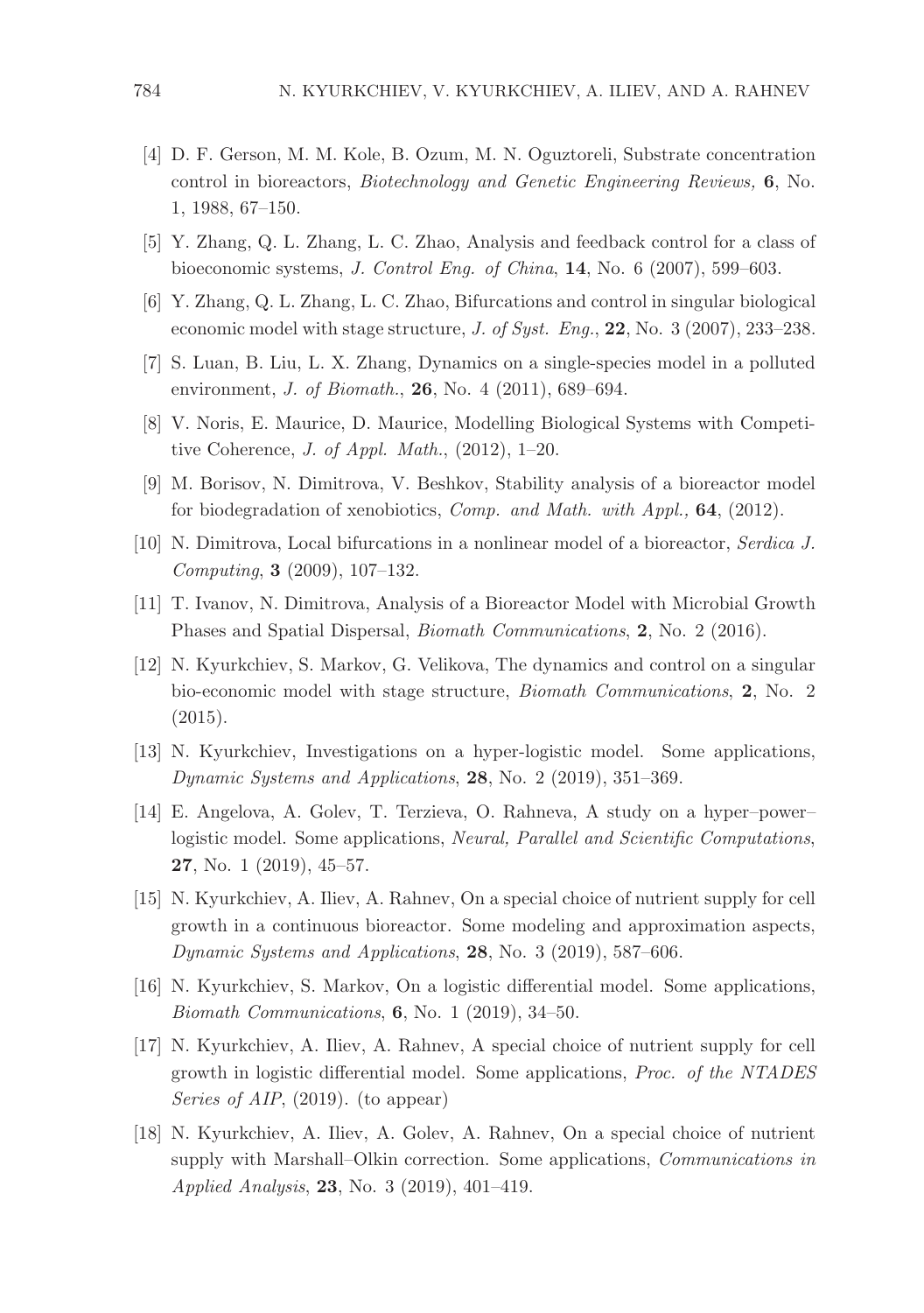[4] D. F. Gerson, M. M. Kole, B. Ozum, M. N. Oguztoreli, Substrate concentration control in bioreactors, *Biotechnology and Genetic Engineering Reviews,* **6**, No. 1, 1988, 67–150.

[5] Y. Zhang, Q. L. Zhang, L. C. Zhao, Analysis and feedback control for a class of bioeconomic systems, *J. Control Eng. of China*, **14**, No. 6 (2007), 599–603.

[6] Y. Zhang, Q. L. Zhang, L. C. Zhao, Bifurcations and control in singular biological economic model with stage structure, *J. of Syst. Eng.*, **22**, No. 3 (2007), 233–238.

[7] S. Luan, B. Liu, L. X. Zhang, Dynamics on a single-species model in a polluted environment, *J. of Biomath.*, **26**, No. 4 (2011), 689–694.

[8] V. Noris, E. Maurice, D. Maurice, Modelling Biological Systems with Competitive Coherence, *J. of Appl. Math.*, (2012), 1–20.

[9] M. Borisov, N. Dimitrova, V. Beshkov, Stability analysis of a bioreactor model for biodegradation of xenobiotics, *Comp. and Math. with Appl.,* **64**, (2012).

[10] N. Dimitrova, Local bifurcations in a nonlinear model of a bioreactor, *Serdica J. Computing*, **3** (2009), 107–132.

[11] T. Ivanov, N. Dimitrova, Analysis of a Bioreactor Model with Microbial Growth Phases and Spatial Dispersal, *Biomath Communications*, **2**, No. 2 (2016).

[12] N. Kyurkchiev, S. Markov, G. Velikova, The dynamics and control on a singular bio-economic model with stage structure, *Biomath Communications*, **2**, No. 2 (2015).

[13] N. Kyurkchiev, Investigations on a hyper-logistic model. Some applications, *Dynamic Systems and Applications*, **28**, No. 2 (2019), 351–369.

[14] E. Angelova, A. Golev, T. Terzieva, O. Rahneva, A study on a hyper–power–logistic model. Some applications, *Neural, Parallel and Scientific Computations*, **27**, No. 1 (2019), 45–57.

[15] N. Kyurkchiev, A. Iliev, A. Rahnev, On a special choice of nutrient supply for cell growth in a continuous bioreactor. Some modeling and approximation aspects, *Dynamic Systems and Applications*, **28**, No. 3 (2019), 587–606.

[16] N. Kyurkchiev, S. Markov, On a logistic differential model. Some applications, *Biomath Communications*, **6**, No. 1 (2019), 34–50.

[17] N. Kyurkchiev, A. Iliev, A. Rahnev, A special choice of nutrient supply for cell growth in logistic differential model. Some applications, *Proc. of the NTADES Series of AIP*, (2019). (to appear)

[18] N. Kyurkchiev, A. Iliev, A. Golev, A. Rahnev, On a special choice of nutrient supply with Marshall–Olkin correction. Some applications, *Communications in Applied Analysis*, **23**, No. 3 (2019), 401–419.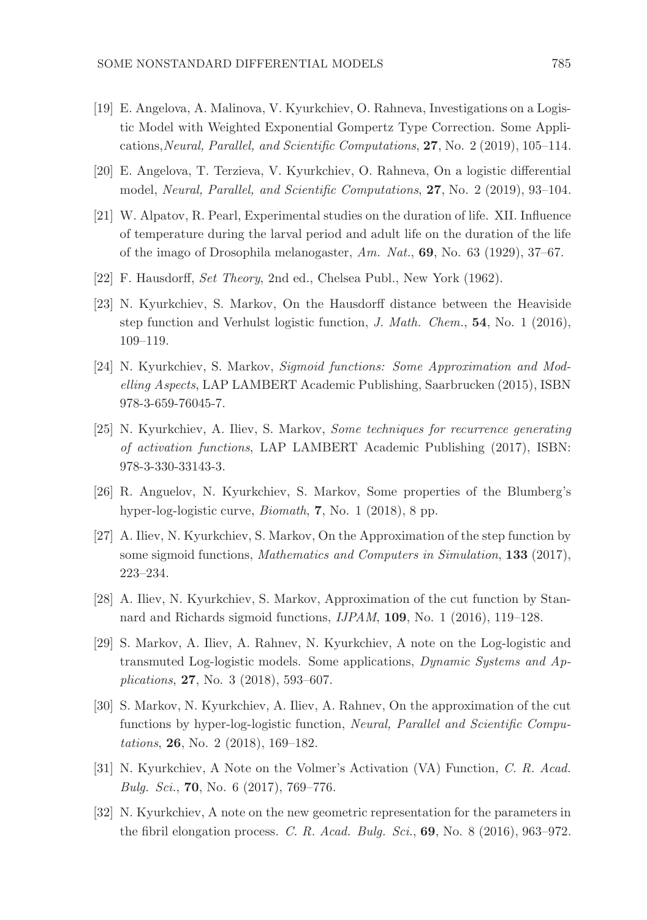[19] E. Angelova, A. Malinova, V. Kyurkchiev, O. Rahneva, Investigations on a Logistic Model with Weighted Exponential Gompertz Type Correction. Some Applications,*Neural, Parallel, and Scientific Computations*, **27**, No. 2 (2019), 105–114.

[20] E. Angelova, T. Terzieva, V. Kyurkchiev, O. Rahneva, On a logistic differential model, *Neural, Parallel, and Scientific Computations*, **27**, No. 2 (2019), 93–104.

[21] W. Alpatov, R. Pearl, Experimental studies on the duration of life. XII. Influence of temperature during the larval period and adult life on the duration of the life of the imago of Drosophila melanogaster, *Am. Nat.*, **69**, No. 63 (1929), 37–67.

[22] F. Hausdorff, *Set Theory*, 2nd ed., Chelsea Publ., New York (1962).

[23] N. Kyurkchiev, S. Markov, On the Hausdorff distance between the Heaviside step function and Verhulst logistic function, *J. Math. Chem.*, **54**, No. 1 (2016), 109–119.

[24] N. Kyurkchiev, S. Markov, *Sigmoid functions: Some Approximation and Modelling Aspects*, LAP LAMBERT Academic Publishing, Saarbrucken (2015), ISBN 978-3-659-76045-7.

[25] N. Kyurkchiev, A. Iliev, S. Markov, *Some techniques for recurrence generating of activation functions*, LAP LAMBERT Academic Publishing (2017), ISBN: 978-3-330-33143-3.

[26] R. Anguelov, N. Kyurkchiev, S. Markov, Some properties of the Blumberg's hyper-log-logistic curve, *Biomath*, **7**, No. 1 (2018), 8 pp.

[27] A. Iliev, N. Kyurkchiev, S. Markov, On the Approximation of the step function by some sigmoid functions, *Mathematics and Computers in Simulation*, **133** (2017), 223–234.

[28] A. Iliev, N. Kyurkchiev, S. Markov, Approximation of the cut function by Stannard and Richards sigmoid functions, *IJPAM*, **109**, No. 1 (2016), 119–128.

[29] S. Markov, A. Iliev, A. Rahnev, N. Kyurkchiev, A note on the Log-logistic and transmuted Log-logistic models. Some applications, *Dynamic Systems and Applications*, **27**, No. 3 (2018), 593–607.

[30] S. Markov, N. Kyurkchiev, A. Iliev, A. Rahnev, On the approximation of the cut functions by hyper-log-logistic function, *Neural, Parallel and Scientific Computations*, **26**, No. 2 (2018), 169–182.

[31] N. Kyurkchiev, A Note on the Volmer's Activation (VA) Function, *C. R. Acad. Bulg. Sci.*, **70**, No. 6 (2017), 769–776.

[32] N. Kyurkchiev, A note on the new geometric representation for the parameters in the fibril elongation process. *C. R. Acad. Bulg. Sci.*, **69**, No. 8 (2016), 963–972.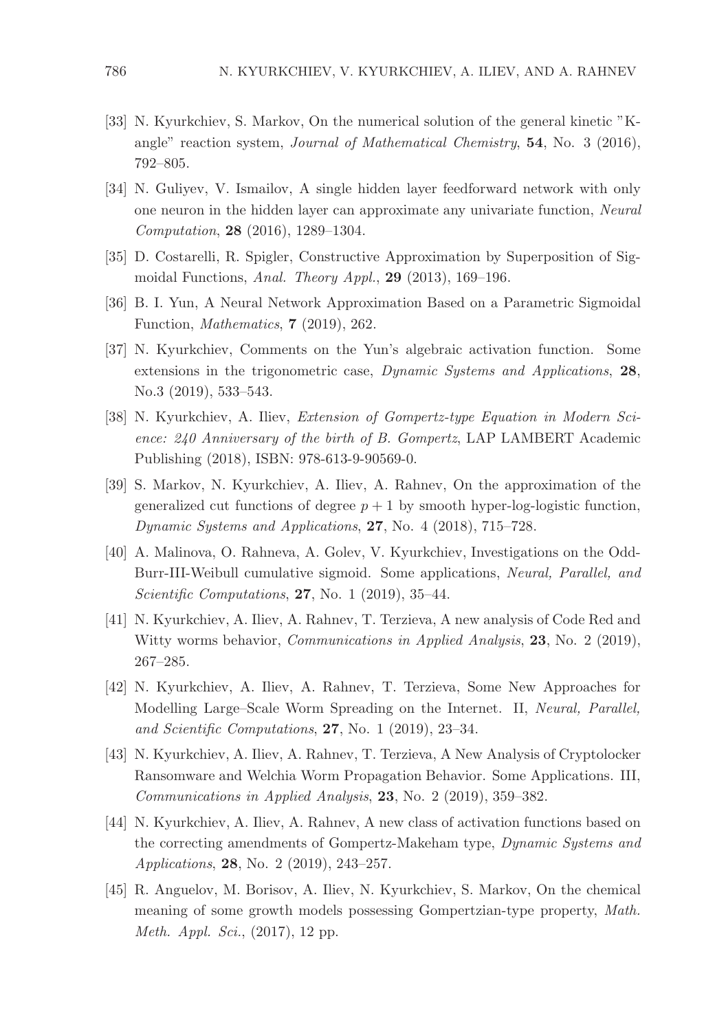[33] N. Kyurkchiev, S. Markov, On the numerical solution of the general kinetic "K-angle" reaction system, *Journal of Mathematical Chemistry*, **54**, No. 3 (2016), 792–805.

[34] N. Guliyev, V. Ismailov, A single hidden layer feedforward network with only one neuron in the hidden layer can approximate any univariate function, *Neural Computation*, **28** (2016), 1289–1304.

[35] D. Costarelli, R. Spigler, Constructive Approximation by Superposition of Sigmoidal Functions, *Anal. Theory Appl.*, **29** (2013), 169–196.

[36] B. I. Yun, A Neural Network Approximation Based on a Parametric Sigmoidal Function, *Mathematics*, **7** (2019), 262.

[37] N. Kyurkchiev, Comments on the Yun's algebraic activation function. Some extensions in the trigonometric case, *Dynamic Systems and Applications*, **28**, No.3 (2019), 533–543.

[38] N. Kyurkchiev, A. Iliev, *Extension of Gompertz-type Equation in Modern Science: 240 Anniversary of the birth of B. Gompertz*, LAP LAMBERT Academic Publishing (2018), ISBN: 978-613-9-90569-0.

[39] S. Markov, N. Kyurkchiev, A. Iliev, A. Rahnev, On the approximation of the generalized cut functions of degree $p+1$ by smooth hyper-log-logistic function, *Dynamic Systems and Applications*, **27**, No. 4 (2018), 715–728.

[40] A. Malinova, O. Rahneva, A. Golev, V. Kyurkchiev, Investigations on the Odd-Burr-III-Weibull cumulative sigmoid. Some applications, *Neural, Parallel, and Scientific Computations*, **27**, No. 1 (2019), 35–44.

[41] N. Kyurkchiev, A. Iliev, A. Rahnev, T. Terzieva, A new analysis of Code Red and Witty worms behavior, *Communications in Applied Analysis*, **23**, No. 2 (2019), 267–285.

[42] N. Kyurkchiev, A. Iliev, A. Rahnev, T. Terzieva, Some New Approaches for Modelling Large–Scale Worm Spreading on the Internet. II, *Neural, Parallel, and Scientific Computations*, **27**, No. 1 (2019), 23–34.

[43] N. Kyurkchiev, A. Iliev, A. Rahnev, T. Terzieva, A New Analysis of Cryptolocker Ransomware and Welchia Worm Propagation Behavior. Some Applications. III, *Communications in Applied Analysis*, **23**, No. 2 (2019), 359–382.

[44] N. Kyurkchiev, A. Iliev, A. Rahnev, A new class of activation functions based on the correcting amendments of Gompertz-Makeham type, *Dynamic Systems and Applications*, **28**, No. 2 (2019), 243–257.

[45] R. Anguelov, M. Borisov, A. Iliev, N. Kyurkchiev, S. Markov, On the chemical meaning of some growth models possessing Gompertzian-type property, *Math. Meth. Appl. Sci.*, (2017), 12 pp.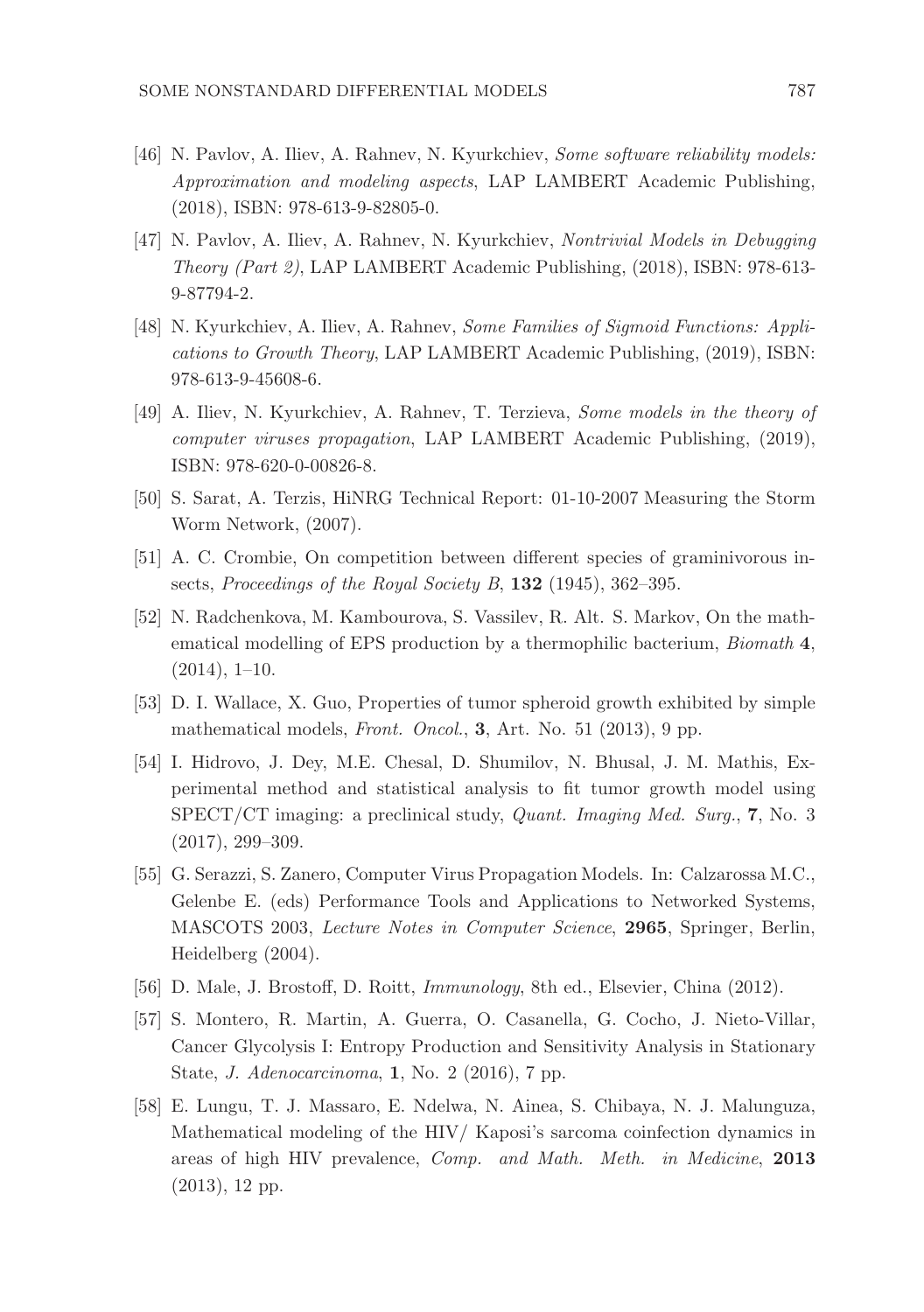[46] N. Pavlov, A. Iliev, A. Rahnev, N. Kyurkchiev, *Some software reliability models: Approximation and modeling aspects*, LAP LAMBERT Academic Publishing, (2018), ISBN: 978-613-9-82805-0.

[47] N. Pavlov, A. Iliev, A. Rahnev, N. Kyurkchiev, *Nontrivial Models in Debugging Theory (Part 2)*, LAP LAMBERT Academic Publishing, (2018), ISBN: 978-613-9-87794-2.

[48] N. Kyurkchiev, A. Iliev, A. Rahnev, *Some Families of Sigmoid Functions: Applications to Growth Theory*, LAP LAMBERT Academic Publishing, (2019), ISBN: 978-613-9-45608-6.

[49] A. Iliev, N. Kyurkchiev, A. Rahnev, T. Terzieva, *Some models in the theory of computer viruses propagation*, LAP LAMBERT Academic Publishing, (2019), ISBN: 978-620-0-00826-8.

[50] S. Sarat, A. Terzis, HiNRG Technical Report: 01-10-2007 Measuring the Storm Worm Network, (2007).

[51] A. C. Crombie, On competition between different species of graminivorous insects, *Proceedings of the Royal Society B*, **132** (1945), 362–395.

[52] N. Radchenkova, M. Kambourova, S. Vassilev, R. Alt. S. Markov, On the mathematical modelling of EPS production by a thermophilic bacterium, *Biomath* **4**, (2014), 1–10.

[53] D. I. Wallace, X. Guo, Properties of tumor spheroid growth exhibited by simple mathematical models, *Front. Oncol.*, **3**, Art. No. 51 (2013), 9 pp.

[54] I. Hidrovo, J. Dey, M.E. Chesal, D. Shumilov, N. Bhusal, J. M. Mathis, Experimental method and statistical analysis to fit tumor growth model using SPECT/CT imaging: a preclinical study, *Quant. Imaging Med. Surg.*, **7**, No. 3 (2017), 299–309.

[55] G. Serazzi, S. Zanero, Computer Virus Propagation Models. In: Calzarossa M.C., Gelenbe E. (eds) Performance Tools and Applications to Networked Systems, MASCOTS 2003, *Lecture Notes in Computer Science*, **2965**, Springer, Berlin, Heidelberg (2004).

[56] D. Male, J. Brostoff, D. Roitt, *Immunology*, 8th ed., Elsevier, China (2012).

[57] S. Montero, R. Martin, A. Guerra, O. Casanella, G. Cocho, J. Nieto-Villar, Cancer Glycolysis I: Entropy Production and Sensitivity Analysis in Stationary State, *J. Adenocarcinoma*, **1**, No. 2 (2016), 7 pp.

[58] E. Lungu, T. J. Massaro, E. Ndelwa, N. Ainea, S. Chibaya, N. J. Malunguza, Mathematical modeling of the HIV/ Kaposi's sarcoma coinfection dynamics in areas of high HIV prevalence, *Comp. and Math. Meth. in Medicine*, **2013** (2013), 12 pp.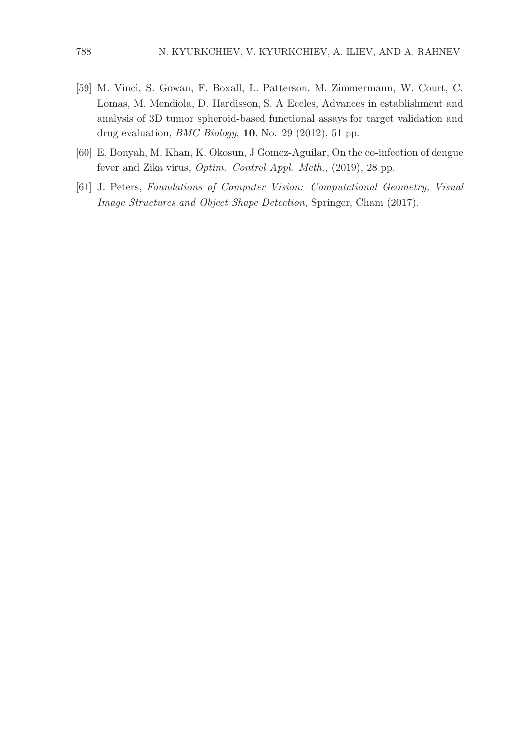[59] M. Vinci, S. Gowan, F. Boxall, L. Patterson, M. Zimmermann, W. Court, C. Lomas, M. Mendiola, D. Hardisson, S. A Eccles, Advances in establishment and analysis of 3D tumor spheroid-based functional assays for target validation and drug evaluation, *BMC Biology*, **10**, No. 29 (2012), 51 pp.

[60] E. Bonyah, M. Khan, K. Okosun, J Gomez-Aguilar, On the co-infection of dengue fever and Zika virus, *Optim. Control Appl. Meth.*, (2019), 28 pp.

[61] J. Peters, *Foundations of Computer Vision: Computational Geometry, Visual Image Structures and Object Shape Detection*, Springer, Cham (2017).